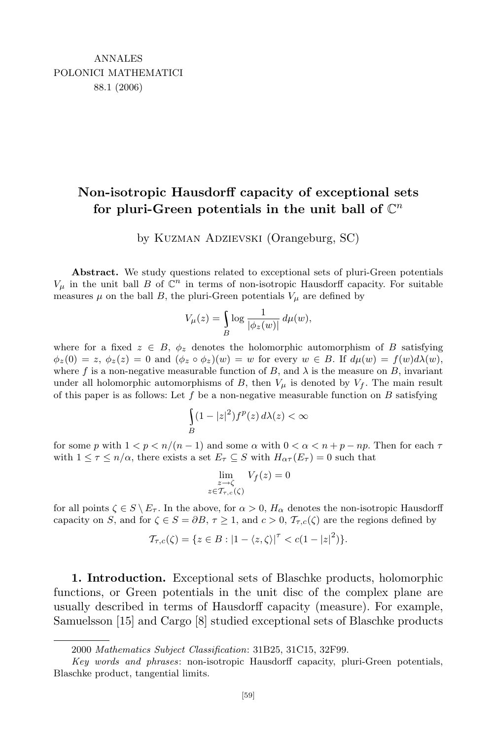ANNALES
POLONICI MATHEMATICI
88.1 (2006)

# Non-isotropic Hausdorff capacity of exceptional sets for pluri-Green potentials in the unit ball of $\mathbb{C}^n$

by Kuzman Adzievski (Orangeburg, SC)

**Abstract.** We study questions related to exceptional sets of pluri-Green potentials $V_\mu$ in the unit ball $B$ of $\mathbb{C}^n$ in terms of non-isotropic Hausdorff capacity. For suitable measures $\mu$ on the ball $B$, the pluri-Green potentials $V_\mu$ are defined by

$$V_\mu(z) = \int_B \log \frac{1}{|\phi_z(w)|}\, d\mu(w),$$

where for a fixed $z \in B$, $\phi_z$ denotes the holomorphic automorphism of $B$ satisfying $\phi_z(0) = z$, $\phi_z(z) = 0$ and $(\phi_z \circ \phi_z)(w) = w$ for every $w \in B$. If $d\mu(w) = f(w)d\lambda(w)$, where $f$ is a non-negative measurable function of $B$, and $\lambda$ is the measure on $B$, invariant under all holomorphic automorphisms of $B$, then $V_\mu$ is denoted by $V_f$. The main result of this paper is as follows: Let $f$ be a non-negative measurable function on $B$ satisfying

$$\int_B (1-|z|^2) f^p(z)\, d\lambda(z) < \infty$$

for some $p$ with $1 < p < n/(n-1)$ and some $\alpha$ with $0 < \alpha < n + p - np$. Then for each $\tau$ with $1 \le \tau \le n/\alpha$, there exists a set $E_\tau \subseteq S$ with $H_{\alpha\tau}(E_\tau) = 0$ such that

$$\lim_{\substack{z \to \zeta \\ z \in \mathcal{T}_{\tau,c}(\zeta)}} V_f(z) = 0$$

for all points $\zeta \in S \setminus E_\tau$. In the above, for $\alpha > 0$, $H_\alpha$ denotes the non-isotropic Hausdorff capacity on $S$, and for $\zeta \in S = \partial B$, $\tau \ge 1$, and $c > 0$, $\mathcal{T}_{\tau,c}(\zeta)$ are the regions defined by

$$\mathcal{T}_{\tau,c}(\zeta) = \{z \in B : |1 - \langle z, \zeta\rangle|^\tau < c(1-|z|^2)\}.$$

**1. Introduction.** Exceptional sets of Blaschke products, holomorphic functions, or Green potentials in the unit disc of the complex plane are usually described in terms of Hausdorff capacity (measure). For example, Samuelsson [15] and Cargo [8] studied exceptional sets of Blaschke products

---

2000 *Mathematics Subject Classification*: 31B25, 31C15, 32F99.

*Key words and phrases*: non-isotropic Hausdorff capacity, pluri-Green potentials, Blaschke product, tangential limits.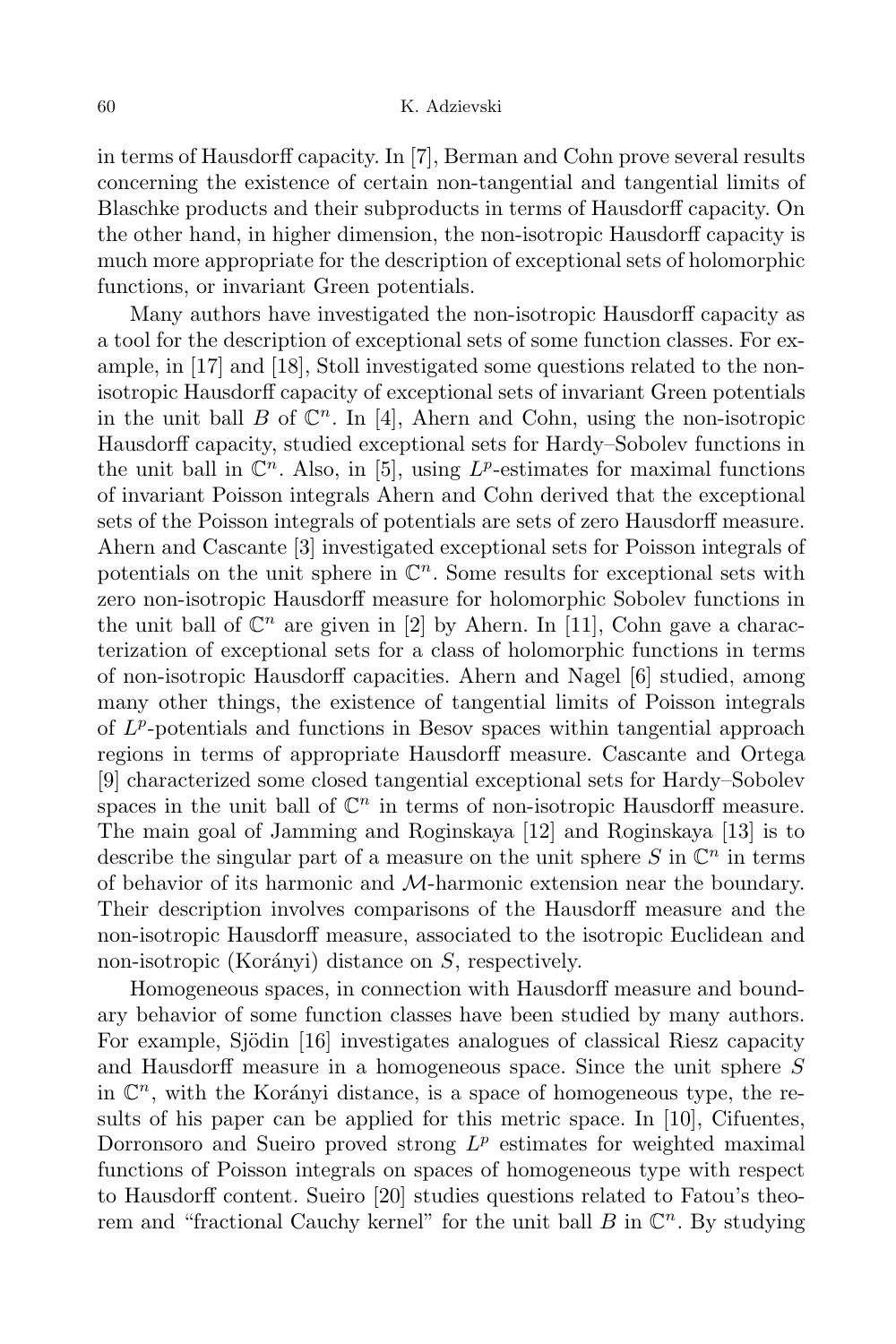in terms of Hausdorff capacity. In [7], Berman and Cohn prove several results concerning the existence of certain non-tangential and tangential limits of Blaschke products and their subproducts in terms of Hausdorff capacity. On the other hand, in higher dimension, the non-isotropic Hausdorff capacity is much more appropriate for the description of exceptional sets of holomorphic functions, or invariant Green potentials.

Many authors have investigated the non-isotropic Hausdorff capacity as a tool for the description of exceptional sets of some function classes. For example, in [17] and [18], Stoll investigated some questions related to the non-isotropic Hausdorff capacity of exceptional sets of invariant Green potentials in the unit ball $B$ of $\mathbb{C}^n$. In [4], Ahern and Cohn, using the non-isotropic Hausdorff capacity, studied exceptional sets for Hardy–Sobolev functions in the unit ball in $\mathbb{C}^n$. Also, in [5], using $L^p$-estimates for maximal functions of invariant Poisson integrals Ahern and Cohn derived that the exceptional sets of the Poisson integrals of potentials are sets of zero Hausdorff measure. Ahern and Cascante [3] investigated exceptional sets for Poisson integrals of potentials on the unit sphere in $\mathbb{C}^n$. Some results for exceptional sets with zero non-isotropic Hausdorff measure for holomorphic Sobolev functions in the unit ball of $\mathbb{C}^n$ are given in [2] by Ahern. In [11], Cohn gave a characterization of exceptional sets for a class of holomorphic functions in terms of non-isotropic Hausdorff capacities. Ahern and Nagel [6] studied, among many other things, the existence of tangential limits of Poisson integrals of $L^p$-potentials and functions in Besov spaces within tangential approach regions in terms of appropriate Hausdorff measure. Cascante and Ortega [9] characterized some closed tangential exceptional sets for Hardy–Sobolev spaces in the unit ball of $\mathbb{C}^n$ in terms of non-isotropic Hausdorff measure. The main goal of Jamming and Roginskaya [12] and Roginskaya [13] is to describe the singular part of a measure on the unit sphere $S$ in $\mathbb{C}^n$ in terms of behavior of its harmonic and $\mathcal{M}$-harmonic extension near the boundary. Their description involves comparisons of the Hausdorff measure and the non-isotropic Hausdorff measure, associated to the isotropic Euclidean and non-isotropic (Korányi) distance on $S$, respectively.

Homogeneous spaces, in connection with Hausdorff measure and boundary behavior of some function classes have been studied by many authors. For example, Sjödin [16] investigates analogues of classical Riesz capacity and Hausdorff measure in a homogeneous space. Since the unit sphere $S$ in $\mathbb{C}^n$, with the Korányi distance, is a space of homogeneous type, the results of his paper can be applied for this metric space. In [10], Cifuentes, Dorronsoro and Sueiro proved strong $L^p$ estimates for weighted maximal functions of Poisson integrals on spaces of homogeneous type with respect to Hausdorff content. Sueiro [20] studies questions related to Fatou's theorem and "fractional Cauchy kernel" for the unit ball $B$ in $\mathbb{C}^n$. By studying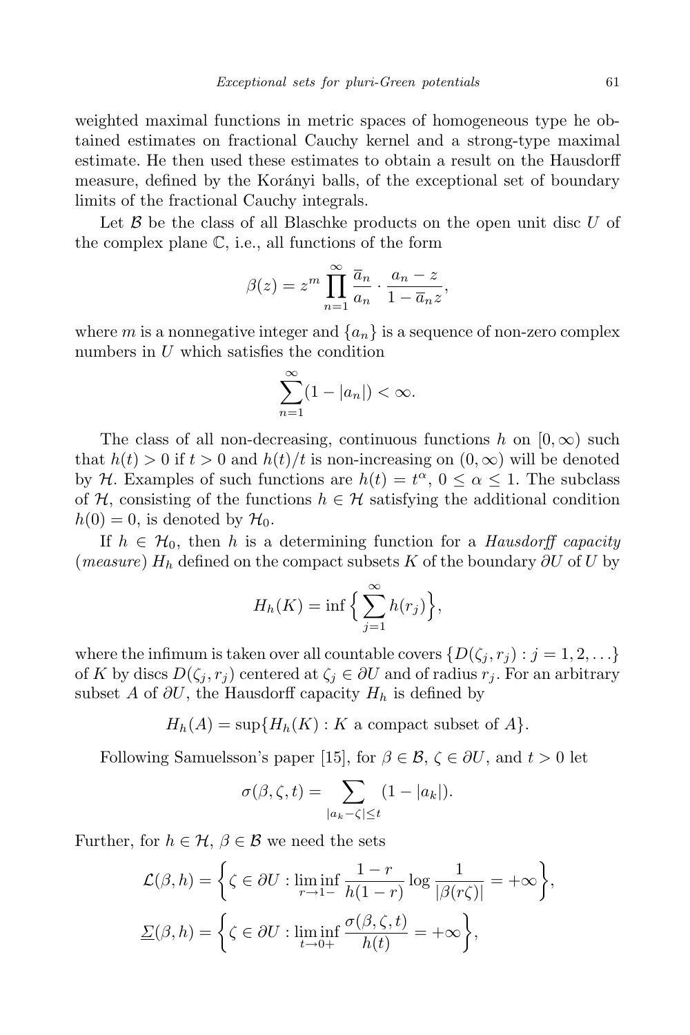weighted maximal functions in metric spaces of homogeneous type he obtained estimates on fractional Cauchy kernel and a strong-type maximal estimate. He then used these estimates to obtain a result on the Hausdorff measure, defined by the Korányi balls, of the exceptional set of boundary limits of the fractional Cauchy integrals.

Let $\mathcal{B}$ be the class of all Blaschke products on the open unit disc $U$ of the complex plane $\mathbb{C}$, i.e., all functions of the form

$$\beta(z) = z^m \prod_{n=1}^{\infty} \frac{\overline{a}_n}{a_n} \cdot \frac{a_n - z}{1 - \overline{a}_n z},$$

where $m$ is a nonnegative integer and $\{a_n\}$ is a sequence of non-zero complex numbers in $U$ which satisfies the condition

$$\sum_{n=1}^{\infty} (1 - |a_n|) < \infty.$$

The class of all non-decreasing, continuous functions $h$ on $[0, \infty)$ such that $h(t) > 0$ if $t > 0$ and $h(t)/t$ is non-increasing on $(0, \infty)$ will be denoted by $\mathcal{H}$. Examples of such functions are $h(t) = t^\alpha$, $0 \le \alpha \le 1$. The subclass of $\mathcal{H}$, consisting of the functions $h \in \mathcal{H}$ satisfying the additional condition $h(0) = 0$, is denoted by $\mathcal{H}_0$.

If $h \in \mathcal{H}_0$, then $h$ is a determining function for a *Hausdorff capacity* (*measure*) $H_h$ defined on the compact subsets $K$ of the boundary $\partial U$ of $U$ by

$$H_h(K) = \inf \Big\{ \sum_{j=1}^{\infty} h(r_j) \Big\},$$

where the infimum is taken over all countable covers $\{D(\zeta_j, r_j) : j = 1, 2, \ldots\}$ of $K$ by discs $D(\zeta_j, r_j)$ centered at $\zeta_j \in \partial U$ and of radius $r_j$. For an arbitrary subset $A$ of $\partial U$, the Hausdorff capacity $H_h$ is defined by

$$H_h(A) = \sup\{H_h(K) : K \text{ a compact subset of } A\}.$$

Following Samuelsson's paper [15], for $\beta \in \mathcal{B}$, $\zeta \in \partial U$, and $t > 0$ let

$$\sigma(\beta, \zeta, t) = \sum_{|a_k - \zeta| \le t} (1 - |a_k|).$$

Further, for $h \in \mathcal{H}$, $\beta \in \mathcal{B}$ we need the sets

$$\mathcal{L}(\beta, h) = \left\{ \zeta \in \partial U : \liminf_{r \to 1-} \frac{1 - r}{h(1 - r)} \log \frac{1}{|\beta(r\zeta)|} = +\infty \right\},$$

$$\underline{\Sigma}(\beta, h) = \left\{ \zeta \in \partial U : \liminf_{t \to 0+} \frac{\sigma(\beta, \zeta, t)}{h(t)} = +\infty \right\},$$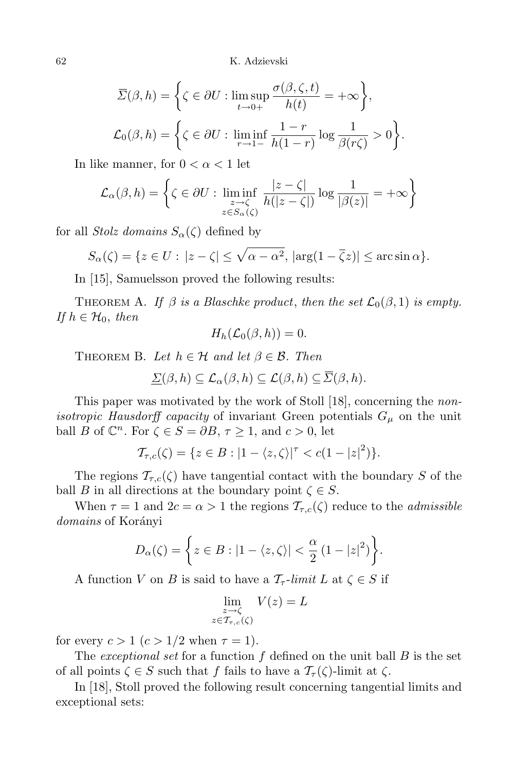$$\overline{\Sigma}(\beta, h) = \left\{\zeta \in \partial U : \limsup_{t \to 0+} \frac{\sigma(\beta, \zeta, t)}{h(t)} = +\infty\right\},$$

$$\mathcal{L}_0(\beta, h) = \left\{\zeta \in \partial U : \liminf_{r \to 1-} \frac{1-r}{h(1-r)} \log \frac{1}{\beta(r\zeta)} > 0\right\}.$$

In like manner, for $0 < \alpha < 1$ let

$$\mathcal{L}_\alpha(\beta, h) = \left\{\zeta \in \partial U : \liminf_{\substack{z \to \zeta \\ z \in S_\alpha(\zeta)}} \frac{|z - \zeta|}{h(|z - \zeta|)} \log \frac{1}{|\beta(z)|} = +\infty\right\}$$

for all *Stolz domains* $S_\alpha(\zeta)$ defined by

$$S_\alpha(\zeta) = \{z \in U : |z - \zeta| \le \sqrt{\alpha - \alpha^2},\ |\arg(1 - \overline{\zeta} z)| \le \arcsin \alpha\}.$$

In [15], Samuelsson proved the following results:

THEOREM A. *If $\beta$ is a Blaschke product, then the set $\mathcal{L}_0(\beta, 1)$ is empty. If $h \in \mathcal{H}_0$, then*

$$H_h(\mathcal{L}_0(\beta, h)) = 0.$$

THEOREM B. *Let $h \in \mathcal{H}$ and let $\beta \in \mathcal{B}$. Then*

$$\underline{\Sigma}(\beta, h) \subseteq \mathcal{L}_\alpha(\beta, h) \subseteq \mathcal{L}(\beta, h) \subseteq \overline{\Sigma}(\beta, h).$$

This paper was motivated by the work of Stoll [18], concerning the *non-isotropic Hausdorff capacity* of invariant Green potentials $G_\mu$ on the unit ball $B$ of $\mathbb{C}^n$. For $\zeta \in S = \partial B$, $\tau \ge 1$, and $c > 0$, let

$$\mathcal{T}_{\tau,c}(\zeta) = \{z \in B : |1 - \langle z, \zeta\rangle|^\tau < c(1 - |z|^2)\}.$$

The regions $\mathcal{T}_{\tau,c}(\zeta)$ have tangential contact with the boundary $S$ of the ball $B$ in all directions at the boundary point $\zeta \in S$.

When $\tau = 1$ and $2c = \alpha > 1$ the regions $\mathcal{T}_{\tau,c}(\zeta)$ reduce to the *admissible domains* of Korányi

$$D_\alpha(\zeta) = \left\{z \in B : |1 - \langle z, \zeta\rangle| < \frac{\alpha}{2}\,(1 - |z|^2)\right\}.$$

A function $V$ on $B$ is said to have a *$\mathcal{T}_\tau$-limit* $L$ at $\zeta \in S$ if

$$\lim_{\substack{z \to \zeta \\ z \in \mathcal{T}_{\tau,c}(\zeta)}} V(z) = L$$

for every $c > 1$ ($c > 1/2$ when $\tau = 1$).

The *exceptional set* for a function $f$ defined on the unit ball $B$ is the set of all points $\zeta \in S$ such that $f$ fails to have a $\mathcal{T}_\tau(\zeta)$-limit at $\zeta$.

In [18], Stoll proved the following result concerning tangential limits and exceptional sets: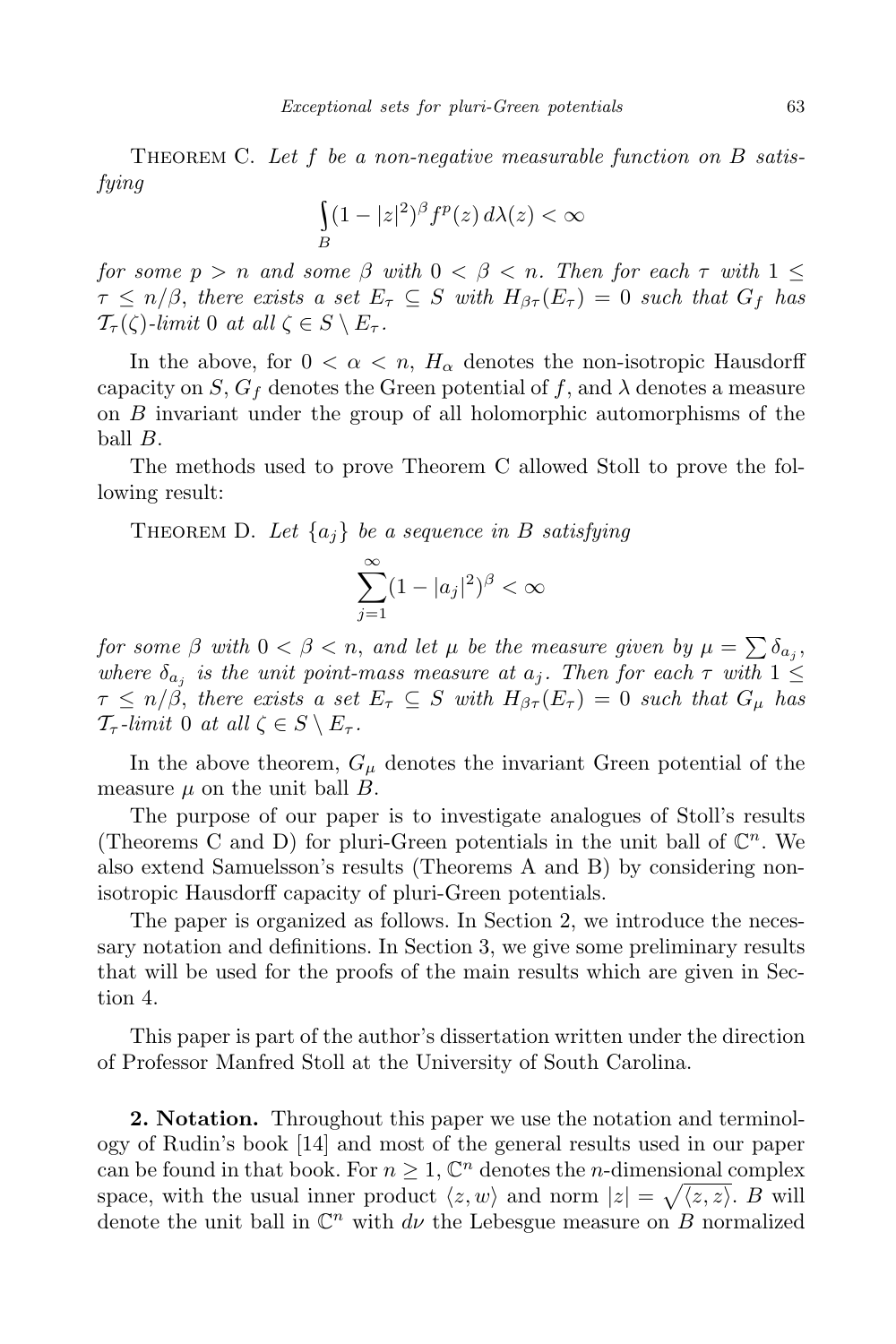Theorem C. *Let $f$ be a non-negative measurable function on $B$ satisfying*

$$\int_B (1-|z|^2)^\beta f^p(z)\,d\lambda(z) < \infty$$

*for some $p > n$ and some $\beta$ with $0 < \beta < n$. Then for each $\tau$ with $1 \le \tau \le n/\beta$, there exists a set $E_\tau \subseteq S$ with $H_{\beta\tau}(E_\tau) = 0$ such that $G_f$ has $\mathcal{T}_\tau(\zeta)$-limit $0$ at all $\zeta \in S \setminus E_\tau$.*

In the above, for $0 < \alpha < n$, $H_\alpha$ denotes the non-isotropic Hausdorff capacity on $S$, $G_f$ denotes the Green potential of $f$, and $\lambda$ denotes a measure on $B$ invariant under the group of all holomorphic automorphisms of the ball $B$.

The methods used to prove Theorem C allowed Stoll to prove the following result:

Theorem D. *Let $\{a_j\}$ be a sequence in $B$ satisfying*

$$\sum_{j=1}^{\infty} (1-|a_j|^2)^\beta < \infty$$

*for some $\beta$ with $0 < \beta < n$, and let $\mu$ be the measure given by $\mu = \sum \delta_{a_j}$, where $\delta_{a_j}$ is the unit point-mass measure at $a_j$. Then for each $\tau$ with $1 \le \tau \le n/\beta$, there exists a set $E_\tau \subseteq S$ with $H_{\beta\tau}(E_\tau) = 0$ such that $G_\mu$ has $\mathcal{T}_\tau$-limit $0$ at all $\zeta \in S \setminus E_\tau$.*

In the above theorem, $G_\mu$ denotes the invariant Green potential of the measure $\mu$ on the unit ball $B$.

The purpose of our paper is to investigate analogues of Stoll's results (Theorems C and D) for pluri-Green potentials in the unit ball of $\mathbb{C}^n$. We also extend Samuelsson's results (Theorems A and B) by considering non-isotropic Hausdorff capacity of pluri-Green potentials.

The paper is organized as follows. In Section 2, we introduce the necessary notation and definitions. In Section 3, we give some preliminary results that will be used for the proofs of the main results which are given in Section 4.

This paper is part of the author's dissertation written under the direction of Professor Manfred Stoll at the University of South Carolina.

**2. Notation.** Throughout this paper we use the notation and terminology of Rudin's book [14] and most of the general results used in our paper can be found in that book. For $n \ge 1$, $\mathbb{C}^n$ denotes the $n$-dimensional complex space, with the usual inner product $\langle z, w\rangle$ and norm $|z| = \sqrt{\langle z, z\rangle}$. $B$ will denote the unit ball in $\mathbb{C}^n$ with $d\nu$ the Lebesgue measure on $B$ normalized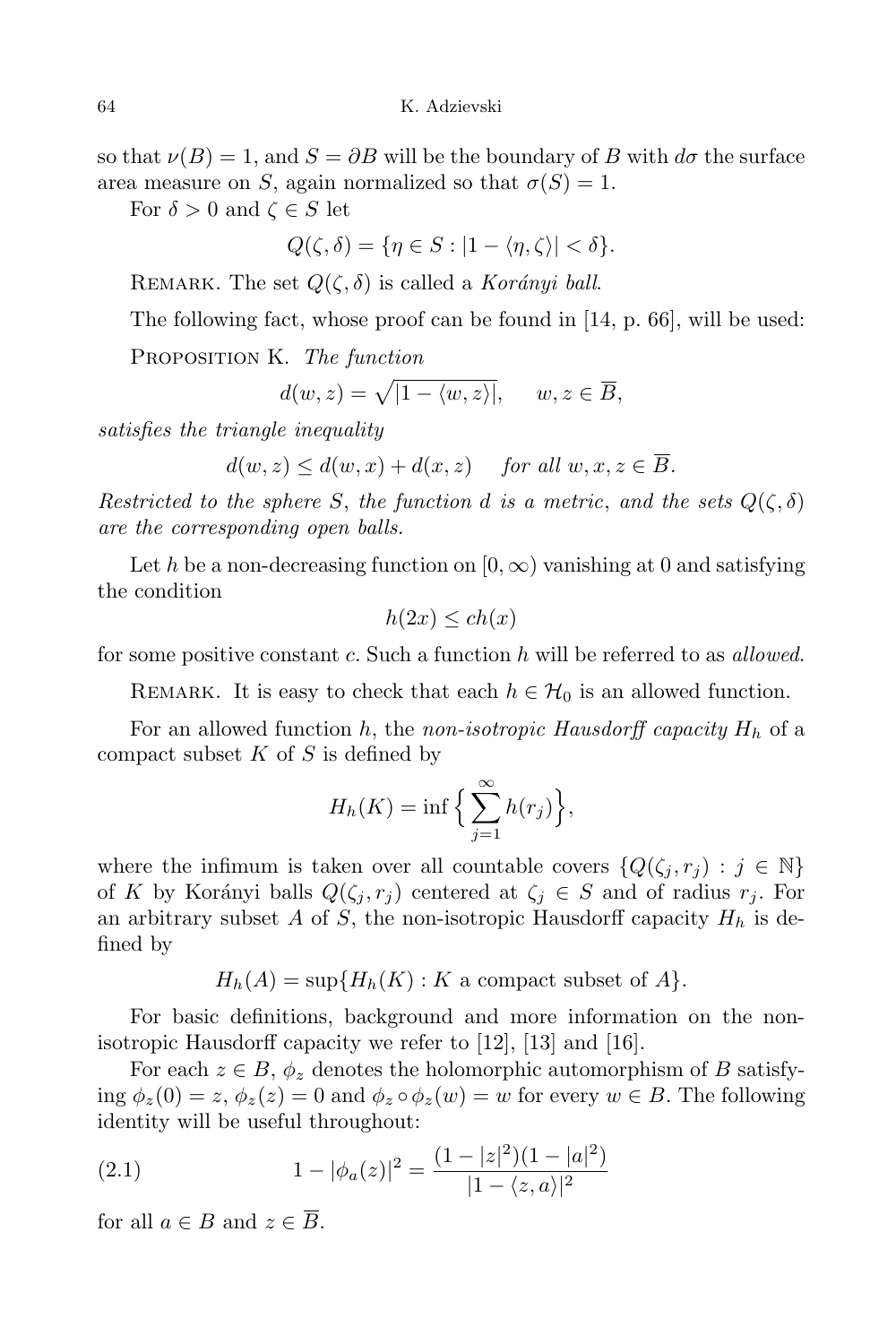so that $\nu(B) = 1$, and $S = \partial B$ will be the boundary of $B$ with $d\sigma$ the surface area measure on $S$, again normalized so that $\sigma(S) = 1$.

For $\delta > 0$ and $\zeta \in S$ let

$$Q(\zeta, \delta) = \{\eta \in S : |1 - \langle \eta, \zeta \rangle| < \delta\}.$$

Remark. The set $Q(\zeta, \delta)$ is called a *Korányi ball*.

The following fact, whose proof can be found in [14, p. 66], will be used:

Proposition K. *The function*

$$d(w, z) = \sqrt{|1 - \langle w, z \rangle|}, \quad w, z \in \overline{B},$$

*satisfies the triangle inequality*

$$d(w, z) \leq d(w, x) + d(x, z) \quad \textit{for all } w, x, z \in \overline{B}.$$

*Restricted to the sphere $S$, the function $d$ is a metric, and the sets $Q(\zeta, \delta)$ are the corresponding open balls.*

Let $h$ be a non-decreasing function on $[0, \infty)$ vanishing at $0$ and satisfying the condition

$$h(2x) \leq ch(x)$$

for some positive constant $c$. Such a function $h$ will be referred to as *allowed*.

Remark. It is easy to check that each $h \in \mathcal{H}_0$ is an allowed function.

For an allowed function $h$, the *non-isotropic Hausdorff capacity* $H_h$ of a compact subset $K$ of $S$ is defined by

$$H_h(K) = \inf \Big\{ \sum_{j=1}^{\infty} h(r_j) \Big\},$$

where the infimum is taken over all countable covers $\{Q(\zeta_j, r_j) : j \in \mathbb{N}\}$ of $K$ by Korányi balls $Q(\zeta_j, r_j)$ centered at $\zeta_j \in S$ and of radius $r_j$. For an arbitrary subset $A$ of $S$, the non-isotropic Hausdorff capacity $H_h$ is defined by

$$H_h(A) = \sup\{H_h(K) : K \text{ a compact subset of } A\}.$$

For basic definitions, background and more information on the non-isotropic Hausdorff capacity we refer to [12], [13] and [16].

For each $z \in B$, $\phi_z$ denotes the holomorphic automorphism of $B$ satisfying $\phi_z(0) = z$, $\phi_z(z) = 0$ and $\phi_z \circ \phi_z(w) = w$ for every $w \in B$. The following identity will be useful throughout:

$$1 - |\phi_a(z)|^2 = \frac{(1 - |z|^2)(1 - |a|^2)}{|1 - \langle z, a \rangle|^2} \tag{2.1}$$

for all $a \in B$ and $z \in \overline{B}$.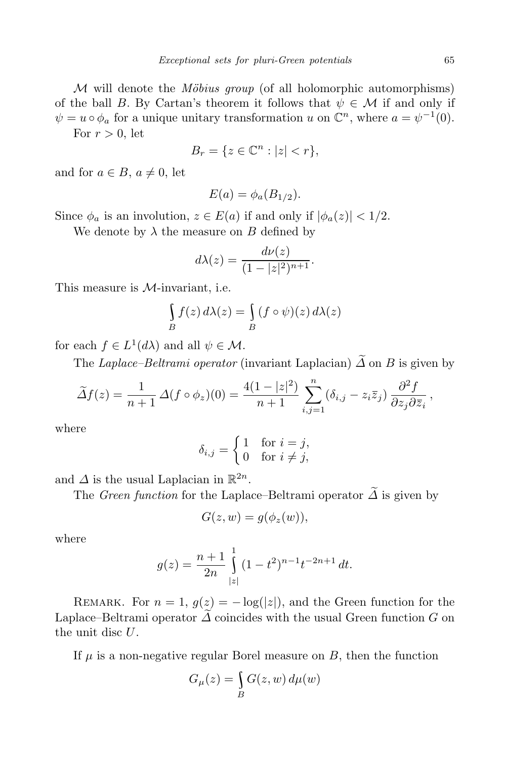$\mathcal{M}$ will denote the *Möbius group* (of all holomorphic automorphisms) of the ball $B$. By Cartan's theorem it follows that $\psi \in \mathcal{M}$ if and only if $\psi = u \circ \phi_a$ for a unique unitary transformation $u$ on $\mathbb{C}^n$, where $a = \psi^{-1}(0)$.

For $r > 0$, let

$$B_r = \{z \in \mathbb{C}^n : |z| < r\},$$

and for $a \in B$, $a \neq 0$, let

$$E(a) = \phi_a(B_{1/2}).$$

Since $\phi_a$ is an involution, $z \in E(a)$ if and only if $|\phi_a(z)| < 1/2$.

We denote by $\lambda$ the measure on $B$ defined by

$$d\lambda(z) = \frac{d\nu(z)}{(1-|z|^2)^{n+1}}.$$

This measure is $\mathcal{M}$-invariant, i.e.

$$\int_B f(z)\, d\lambda(z) = \int_B (f \circ \psi)(z)\, d\lambda(z)$$

for each $f \in L^1(d\lambda)$ and all $\psi \in \mathcal{M}$.

The *Laplace–Beltrami operator* (invariant Laplacian) $\widetilde{\Delta}$ on $B$ is given by

$$\widetilde{\Delta} f(z) = \frac{1}{n+1}\, \Delta(f \circ \phi_z)(0) = \frac{4(1-|z|^2)}{n+1} \sum_{i,j=1}^{n} (\delta_{i,j} - z_i \overline{z}_j)\, \frac{\partial^2 f}{\partial z_j \partial \overline{z}_i}\,,$$

where

$$\delta_{i,j} = \begin{cases} 1 & \text{for } i = j, \\ 0 & \text{for } i \neq j, \end{cases}$$

and $\Delta$ is the usual Laplacian in $\mathbb{R}^{2n}$.

The *Green function* for the Laplace–Beltrami operator $\widetilde{\Delta}$ is given by

$$G(z,w) = g(\phi_z(w)),$$

where

$$g(z) = \frac{n+1}{2n} \int_{|z|}^{1} (1-t^2)^{n-1} t^{-2n+1}\, dt.$$

Remark. For $n = 1$, $g(z) = -\log(|z|)$, and the Green function for the Laplace–Beltrami operator $\widetilde{\Delta}$ coincides with the usual Green function $G$ on the unit disc $U$.

If $\mu$ is a non-negative regular Borel measure on $B$, then the function

$$G_\mu(z) = \int_B G(z,w)\, d\mu(w)$$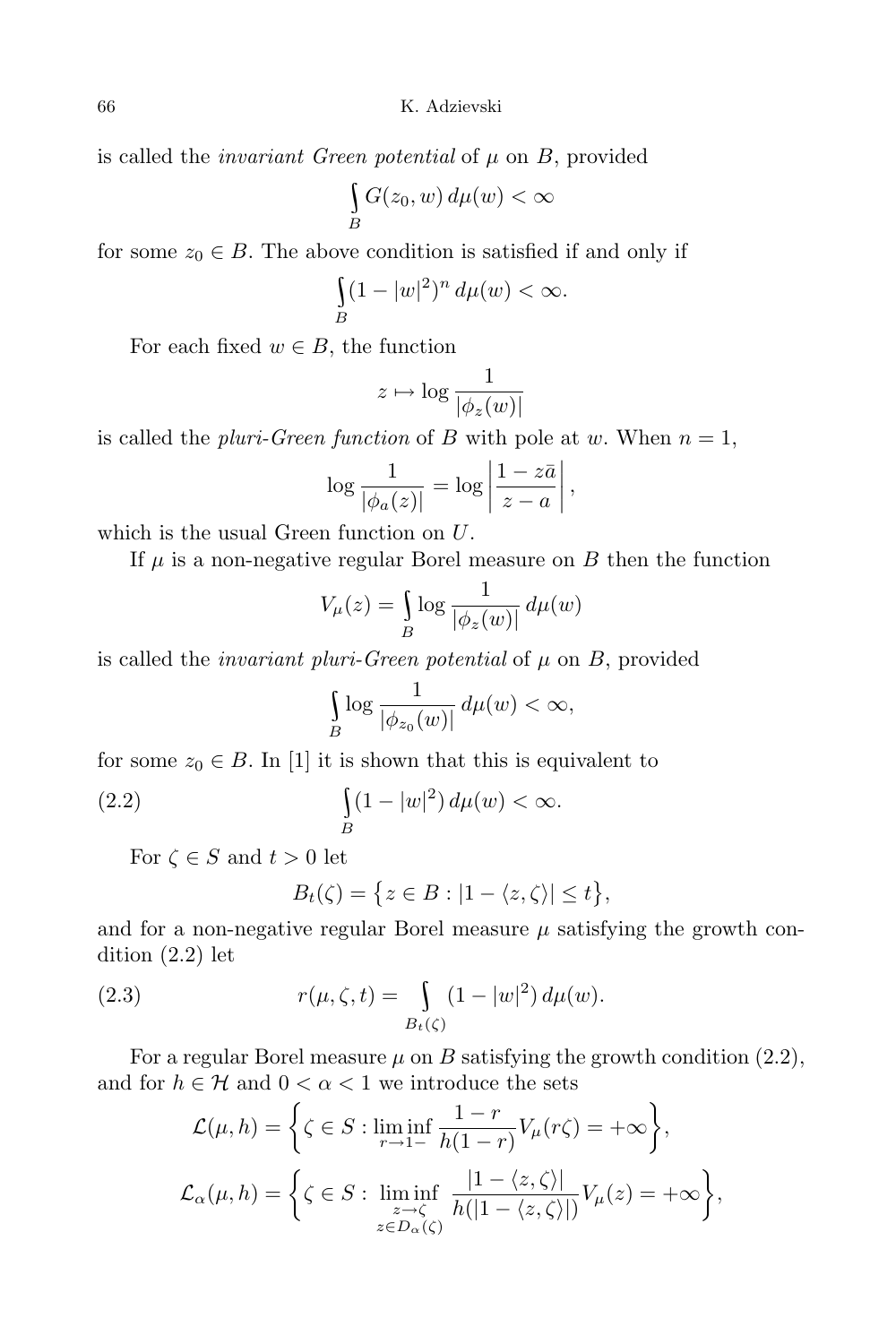is called the *invariant Green potential* of $\mu$ on $B$, provided

$$\int_B G(z_0, w)\, d\mu(w) < \infty$$

for some $z_0 \in B$. The above condition is satisfied if and only if

$$\int_B (1 - |w|^2)^n \, d\mu(w) < \infty.$$

For each fixed $w \in B$, the function

$$z \mapsto \log \frac{1}{|\phi_z(w)|}$$

is called the *pluri-Green function* of $B$ with pole at $w$. When $n = 1$,

$$\log \frac{1}{|\phi_a(z)|} = \log \left| \frac{1 - z\bar{a}}{z - a} \right|,$$

which is the usual Green function on $U$.

If $\mu$ is a non-negative regular Borel measure on $B$ then the function

$$V_\mu(z) = \int_B \log \frac{1}{|\phi_z(w)|}\, d\mu(w)$$

is called the *invariant pluri-Green potential* of $\mu$ on $B$, provided

$$\int_B \log \frac{1}{|\phi_{z_0}(w)|}\, d\mu(w) < \infty,$$

for some $z_0 \in B$. In [1] it is shown that this is equivalent to

$$\int_B (1 - |w|^2)\, d\mu(w) < \infty. \tag{2.2}$$

For $\zeta \in S$ and $t > 0$ let

$$B_t(\zeta) = \{ z \in B : |1 - \langle z, \zeta \rangle| \le t \},$$

and for a non-negative regular Borel measure $\mu$ satisfying the growth condition (2.2) let

$$r(\mu, \zeta, t) = \int_{B_t(\zeta)} (1 - |w|^2)\, d\mu(w). \tag{2.3}$$

For a regular Borel measure $\mu$ on $B$ satisfying the growth condition (2.2), and for $h \in \mathcal{H}$ and $0 < \alpha < 1$ we introduce the sets

$$\mathcal{L}(\mu, h) = \left\{ \zeta \in S : \liminf_{r \to 1-} \frac{1 - r}{h(1 - r)} V_\mu(r\zeta) = +\infty \right\},$$

$$\mathcal{L}_\alpha(\mu, h) = \left\{ \zeta \in S : \liminf_{\substack{z \to \zeta \\ z \in D_\alpha(\zeta)}} \frac{|1 - \langle z, \zeta \rangle|}{h(|1 - \langle z, \zeta \rangle|)} V_\mu(z) = +\infty \right\},$$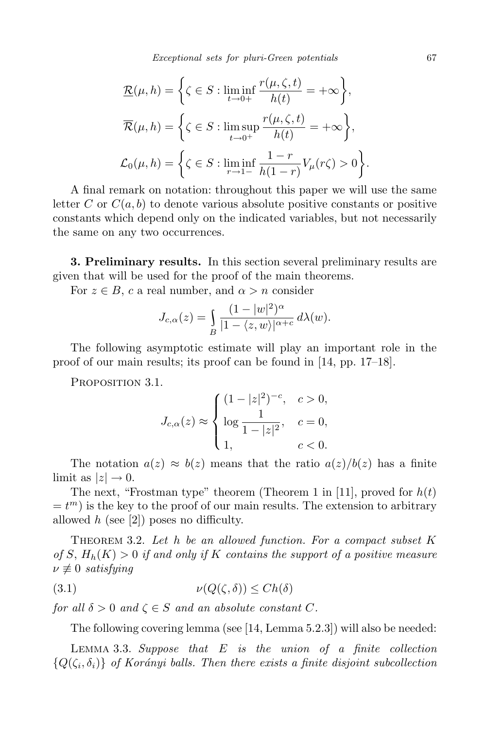$$\underline{\mathcal{R}}(\mu, h) = \left\{\zeta \in S : \liminf_{t \to 0+} \frac{r(\mu, \zeta, t)}{h(t)} = +\infty\right\},$$

$$\overline{\mathcal{R}}(\mu, h) = \left\{\zeta \in S : \limsup_{t \to 0^+} \frac{r(\mu, \zeta, t)}{h(t)} = +\infty\right\},$$

$$\mathcal{L}_0(\mu, h) = \left\{\zeta \in S : \liminf_{r \to 1-} \frac{1-r}{h(1-r)} V_\mu(r\zeta) > 0\right\}.$$

A final remark on notation: throughout this paper we will use the same letter $C$ or $C(a, b)$ to denote various absolute positive constants or positive constants which depend only on the indicated variables, but not necessarily the same on any two occurrences.

**3. Preliminary results.** In this section several preliminary results are given that will be used for the proof of the main theorems.

For $z \in B$, $c$ a real number, and $\alpha > n$ consider

$$J_{c,\alpha}(z) = \int_B \frac{(1-|w|^2)^\alpha}{|1 - \langle z, w\rangle|^{\alpha+c}}\, d\lambda(w).$$

The following asymptotic estimate will play an important role in the proof of our main results; its proof can be found in [14, pp. 17–18].

PROPOSITION 3.1.

$$J_{c,\alpha}(z) \approx \begin{cases} (1-|z|^2)^{-c}, & c > 0, \\ \log \dfrac{1}{1-|z|^2}, & c = 0, \\ 1, & c < 0. \end{cases}$$

The notation $a(z) \approx b(z)$ means that the ratio $a(z)/b(z)$ has a finite limit as $|z| \to 0$.

The next, "Frostman type" theorem (Theorem 1 in [11], proved for $h(t) = t^m$) is the key to the proof of our main results. The extension to arbitrary allowed $h$ (see [2]) poses no difficulty.

THEOREM 3.2. *Let $h$ be an allowed function. For a compact subset $K$ of $S$, $H_h(K) > 0$ if and only if $K$ contains the support of a positive measure $\nu \not\equiv 0$ satisfying*

$$\nu(Q(\zeta, \delta)) \le Ch(\delta) \tag{3.1}$$

*for all $\delta > 0$ and $\zeta \in S$ and an absolute constant $C$.*

The following covering lemma (see [14, Lemma 5.2.3]) will also be needed:

LEMMA 3.3. *Suppose that $E$ is the union of a finite collection $\{Q(\zeta_i, \delta_i)\}$ of Korányi balls. Then there exists a finite disjoint subcollection*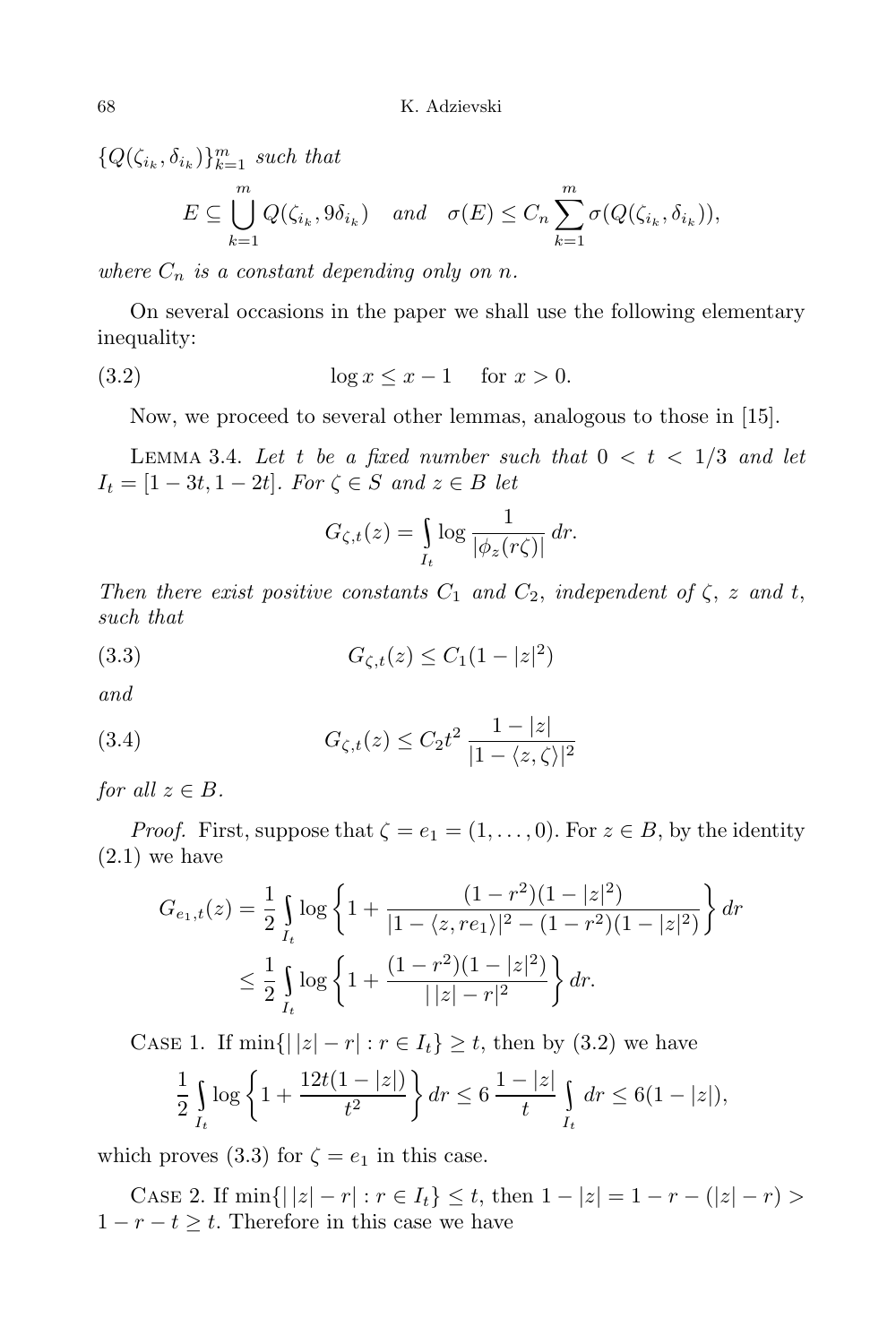$\{Q(\zeta_{i_k}, \delta_{i_k})\}_{k=1}^m$ *such that*

$$E \subseteq \bigcup_{k=1}^{m} Q(\zeta_{i_k}, 9\delta_{i_k}) \quad \textit{and} \quad \sigma(E) \leq C_n \sum_{k=1}^{m} \sigma(Q(\zeta_{i_k}, \delta_{i_k})),$$

*where $C_n$ is a constant depending only on $n$.*

On several occasions in the paper we shall use the following elementary inequality:

$$\log x \leq x - 1 \quad \text{for } x > 0. \tag{3.2}$$

Now, we proceed to several other lemmas, analogous to those in [15].

Lemma 3.4. *Let $t$ be a fixed number such that $0 < t < 1/3$ and let $I_t = [1 - 3t, 1 - 2t]$. For $\zeta \in S$ and $z \in B$ let*

$$G_{\zeta,t}(z) = \int_{I_t} \log \frac{1}{|\phi_z(r\zeta)|}\, dr.$$

*Then there exist positive constants $C_1$ and $C_2$, independent of $\zeta$, $z$ and $t$, such that*

$$G_{\zeta,t}(z) \leq C_1(1 - |z|^2) \tag{3.3}$$

*and*

$$G_{\zeta,t}(z) \leq C_2 t^2 \,\frac{1 - |z|}{|1 - \langle z, \zeta\rangle|^2} \tag{3.4}$$

*for all $z \in B$.*

*Proof.* First, suppose that $\zeta = e_1 = (1, \ldots, 0)$. For $z \in B$, by the identity (2.1) we have

$$\begin{aligned} G_{e_1,t}(z) &= \frac{1}{2} \int_{I_t} \log \left\{ 1 + \frac{(1 - r^2)(1 - |z|^2)}{|1 - \langle z, re_1\rangle|^2 - (1 - r^2)(1 - |z|^2)} \right\} dr \\ &\leq \frac{1}{2} \int_{I_t} \log \left\{ 1 + \frac{(1 - r^2)(1 - |z|^2)}{|\,|z| - r|^2} \right\} dr. \end{aligned}$$

Case 1. If $\min\{|\,|z| - r| : r \in I_t\} \geq t$, then by (3.2) we have

$$\frac{1}{2} \int_{I_t} \log \left\{ 1 + \frac{12t(1 - |z|)}{t^2} \right\} dr \leq 6\, \frac{1 - |z|}{t} \int_{I_t} dr \leq 6(1 - |z|),$$

which proves (3.3) for $\zeta = e_1$ in this case.

Case 2. If $\min\{|\,|z| - r| : r \in I_t\} \leq t$, then $1 - |z| = 1 - r - (|z| - r) > 1 - r - t \geq t$. Therefore in this case we have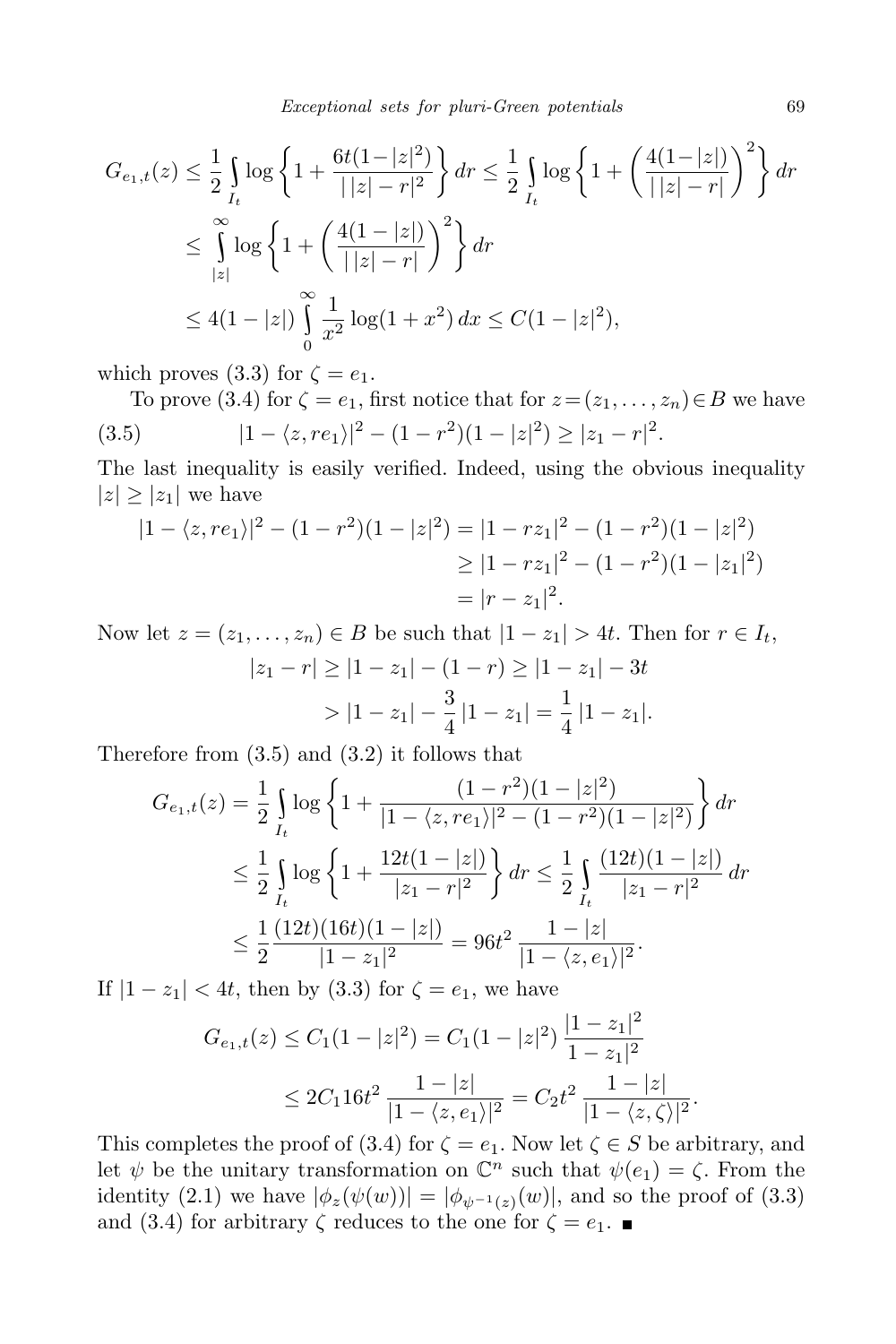$$
\begin{aligned}
G_{e_1,t}(z) &\le \frac{1}{2}\int_{I_t} \log\left\{1+\frac{6t(1-|z|^2)}{|\,|z|-r|^2}\right\}dr \le \frac{1}{2}\int_{I_t} \log\left\{1+\left(\frac{4(1-|z|)}{|\,|z|-r|}\right)^2\right\}dr \\
&\le \int_{|z|}^{\infty} \log\left\{1+\left(\frac{4(1-|z|)}{|\,|z|-r|}\right)^2\right\}dr \\
&\le 4(1-|z|)\int_0^{\infty} \frac{1}{x^2}\log(1+x^2)\,dx \le C(1-|z|^2),
\end{aligned}
$$

which proves (3.3) for $\zeta = e_1$.

To prove (3.4) for $\zeta = e_1$, first notice that for $z=(z_1,\ldots,z_n)\in B$ we have

$$
|1-\langle z, re_1\rangle|^2 - (1-r^2)(1-|z|^2) \ge |z_1 - r|^2. \tag{3.5}
$$

The last inequality is easily verified. Indeed, using the obvious inequality $|z| \ge |z_1|$ we have

$$
\begin{aligned}
|1-\langle z, re_1\rangle|^2 - (1-r^2)(1-|z|^2) &= |1-rz_1|^2 - (1-r^2)(1-|z|^2) \\
&\ge |1-rz_1|^2 - (1-r^2)(1-|z_1|^2) \\
&= |r-z_1|^2.
\end{aligned}
$$

Now let $z=(z_1,\ldots,z_n)\in B$ be such that $|1-z_1| > 4t$. Then for $r\in I_t$,

$$
\begin{aligned}
|z_1 - r| &\ge |1-z_1| - (1-r) \ge |1-z_1| - 3t \\
&> |1-z_1| - \frac{3}{4}|1-z_1| = \frac{1}{4}|1-z_1|.
\end{aligned}
$$

Therefore from (3.5) and (3.2) it follows that

$$
\begin{aligned}
G_{e_1,t}(z) &= \frac{1}{2}\int_{I_t} \log\left\{1+\frac{(1-r^2)(1-|z|^2)}{|1-\langle z, re_1\rangle|^2-(1-r^2)(1-|z|^2)}\right\}dr \\
&\le \frac{1}{2}\int_{I_t} \log\left\{1+\frac{12t(1-|z|)}{|z_1-r|^2}\right\}dr \le \frac{1}{2}\int_{I_t}\frac{(12t)(1-|z|)}{|z_1-r|^2}\,dr \\
&\le \frac{1}{2}\frac{(12t)(16t)(1-|z|)}{|1-z_1|^2} = 96t^2\,\frac{1-|z|}{|1-\langle z, e_1\rangle|^2}.
\end{aligned}
$$

If $|1-z_1| < 4t$, then by (3.3) for $\zeta = e_1$, we have

$$
\begin{aligned}
G_{e_1,t}(z) &\le C_1(1-|z|^2) = C_1(1-|z|^2)\,\frac{|1-z_1|^2}{1-z_1|^2} \\
&\le 2C_1 16t^2\,\frac{1-|z|}{|1-\langle z, e_1\rangle|^2} = C_2t^2\,\frac{1-|z|}{|1-\langle z,\zeta\rangle|^2}.
\end{aligned}
$$

This completes the proof of (3.4) for $\zeta = e_1$. Now let $\zeta\in S$ be arbitrary, and let $\psi$ be the unitary transformation on $\mathbb{C}^n$ such that $\psi(e_1)=\zeta$. From the identity (2.1) we have $|\phi_z(\psi(w))| = |\phi_{\psi^{-1}(z)}(w)|$, and so the proof of (3.3) and (3.4) for arbitrary $\zeta$ reduces to the one for $\zeta = e_1$. ∎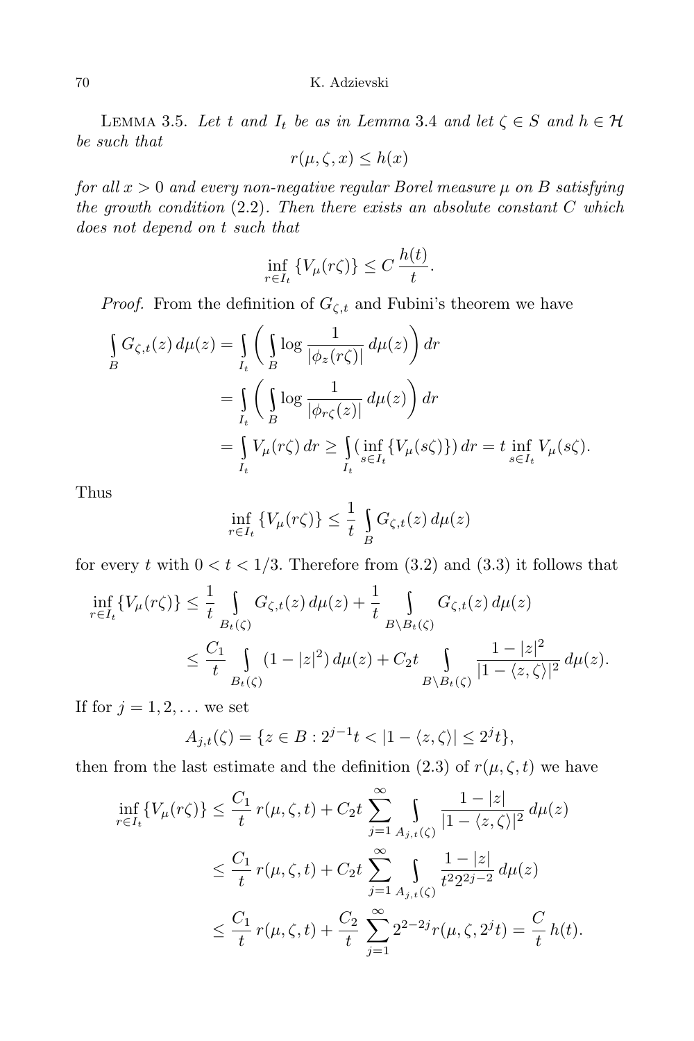LEMMA 3.5. *Let $t$ and $I_t$ be as in Lemma 3.4 and let $\zeta \in S$ and $h \in \mathcal{H}$ be such that*

$$r(\mu, \zeta, x) \le h(x)$$

*for all $x > 0$ and every non-negative regular Borel measure $\mu$ on $B$ satisfying the growth condition (2.2). Then there exists an absolute constant $C$ which does not depend on $t$ such that*

$$\inf_{r \in I_t} \{V_\mu(r\zeta)\} \le C\,\frac{h(t)}{t}.$$

*Proof.* From the definition of $G_{\zeta,t}$ and Fubini's theorem we have

$$\begin{aligned}
\int_B G_{\zeta,t}(z)\,d\mu(z) &= \int_{I_t} \bigg( \int_B \log \frac{1}{|\phi_z(r\zeta)|}\,d\mu(z)\bigg)\,dr \\
&= \int_{I_t} \bigg( \int_B \log \frac{1}{|\phi_{r\zeta}(z)|}\,d\mu(z)\bigg)\,dr \\
&= \int_{I_t} V_\mu(r\zeta)\,dr \ge \int_{I_t} (\inf_{s \in I_t}\{V_\mu(s\zeta)\})\,dr = t \inf_{s\in I_t} V_\mu(s\zeta).
\end{aligned}$$

Thus

$$\inf_{r \in I_t} \{V_\mu(r\zeta)\} \le \frac{1}{t} \int_B G_{\zeta,t}(z)\,d\mu(z)$$

for every $t$ with $0 < t < 1/3$. Therefore from (3.2) and (3.3) it follows that

$$\begin{aligned}
\inf_{r \in I_t} \{V_\mu(r\zeta)\} &\le \frac{1}{t} \int_{B_t(\zeta)} G_{\zeta,t}(z)\,d\mu(z) + \frac{1}{t} \int_{B \setminus B_t(\zeta)} G_{\zeta,t}(z)\,d\mu(z) \\
&\le \frac{C_1}{t} \int_{B_t(\zeta)} (1-|z|^2)\,d\mu(z) + C_2 t \int_{B \setminus B_t(\zeta)} \frac{1-|z|^2}{|1-\langle z,\zeta\rangle|^2}\,d\mu(z).
\end{aligned}$$

If for $j = 1, 2, \ldots$ we set

$$A_{j,t}(\zeta) = \{z \in B : 2^{j-1}t < |1-\langle z,\zeta\rangle| \le 2^j t\},$$

then from the last estimate and the definition (2.3) of $r(\mu,\zeta,t)$ we have

$$\begin{aligned}
\inf_{r \in I_t} \{V_\mu(r\zeta)\} &\le \frac{C_1}{t}\, r(\mu,\zeta,t) + C_2 t \sum_{j=1}^{\infty} \int_{A_{j,t}(\zeta)} \frac{1-|z|}{|1-\langle z,\zeta\rangle|^2}\,d\mu(z) \\
&\le \frac{C_1}{t}\, r(\mu,\zeta,t) + C_2 t \sum_{j=1}^{\infty} \int_{A_{j,t}(\zeta)} \frac{1-|z|}{t^2 2^{2j-2}}\,d\mu(z) \\
&\le \frac{C_1}{t}\, r(\mu,\zeta,t) + \frac{C_2}{t} \sum_{j=1}^{\infty} 2^{2-2j} r(\mu,\zeta,2^j t) = \frac{C}{t}\,h(t).
\end{aligned}$$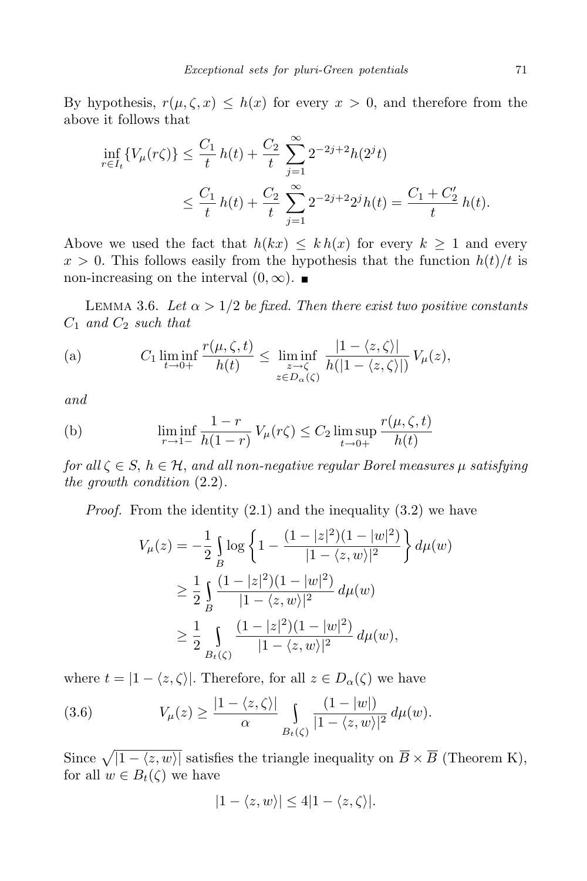By hypothesis, $r(\mu,\zeta,x) \le h(x)$ for every $x>0$, and therefore from the above it follows that

$$\inf_{r\in I_t}\{V_\mu(r\zeta)\} \le \frac{C_1}{t}\,h(t) + \frac{C_2}{t}\sum_{j=1}^{\infty} 2^{-2j+2}h(2^j t)$$
$$\le \frac{C_1}{t}\,h(t) + \frac{C_2}{t}\sum_{j=1}^{\infty} 2^{-2j+2}2^j h(t) = \frac{C_1+C_2'}{t}\,h(t).$$

Above we used the fact that $h(kx) \le k\,h(x)$ for every $k\ge 1$ and every $x>0$. This follows easily from the hypothesis that the function $h(t)/t$ is non-increasing on the interval $(0,\infty)$. ∎

Lemma 3.6. *Let $\alpha > 1/2$ be fixed. Then there exist two positive constants $C_1$ and $C_2$ such that*

$$\text{(a)}\qquad C_1 \liminf_{t\to 0+}\frac{r(\mu,\zeta,t)}{h(t)} \le \liminf_{\substack{z\to\zeta\\ z\in D_\alpha(\zeta)}} \frac{|1-\langle z,\zeta\rangle|}{h(|1-\langle z,\zeta\rangle|)}\,V_\mu(z),$$

*and*

$$\text{(b)}\qquad \liminf_{r\to 1-}\frac{1-r}{h(1-r)}\,V_\mu(r\zeta) \le C_2 \limsup_{t\to 0+}\frac{r(\mu,\zeta,t)}{h(t)}$$

*for all $\zeta\in S$, $h\in\mathcal{H}$, and all non-negative regular Borel measures $\mu$ satisfying the growth condition* (2.2).

*Proof.* From the identity (2.1) and the inequality (3.2) we have

$$V_\mu(z) = -\frac{1}{2}\int_B \log\left\{1-\frac{(1-|z|^2)(1-|w|^2)}{|1-\langle z,w\rangle|^2}\right\}d\mu(w)$$
$$\ge \frac{1}{2}\int_B \frac{(1-|z|^2)(1-|w|^2)}{|1-\langle z,w\rangle|^2}\,d\mu(w)$$
$$\ge \frac{1}{2}\int_{B_t(\zeta)} \frac{(1-|z|^2)(1-|w|^2)}{|1-\langle z,w\rangle|^2}\,d\mu(w),$$

where $t=|1-\langle z,\zeta\rangle|$. Therefore, for all $z\in D_\alpha(\zeta)$ we have

$$V_\mu(z) \ge \frac{|1-\langle z,\zeta\rangle|}{\alpha}\int_{B_t(\zeta)} \frac{(1-|w|)}{|1-\langle z,w\rangle|^2}\,d\mu(w). \tag{3.6}$$

Since $\sqrt{|1-\langle z,w\rangle|}$ satisfies the triangle inequality on $\overline{B}\times\overline{B}$ (Theorem K), for all $w\in B_t(\zeta)$ we have

$$|1-\langle z,w\rangle| \le 4|1-\langle z,\zeta\rangle|.$$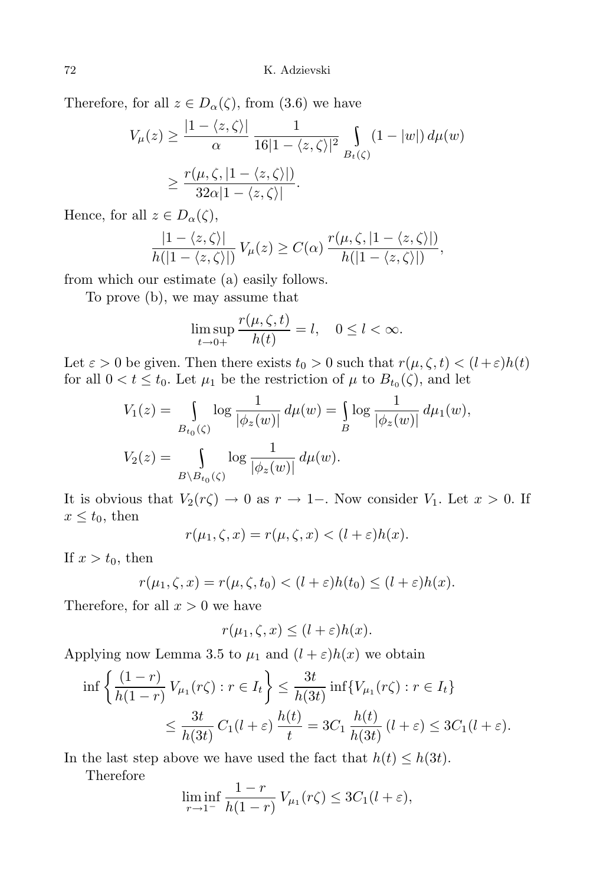Therefore, for all $z \in D_\alpha(\zeta)$, from (3.6) we have

$$V_\mu(z) \geq \frac{|1-\langle z,\zeta\rangle|}{\alpha} \frac{1}{16|1-\langle z,\zeta\rangle|^2} \int\limits_{B_t(\zeta)} (1-|w|)\, d\mu(w)$$
$$\geq \frac{r(\mu,\zeta,|1-\langle z,\zeta\rangle|)}{32\alpha|1-\langle z,\zeta\rangle|}.$$

Hence, for all $z \in D_\alpha(\zeta)$,

$$\frac{|1-\langle z,\zeta\rangle|}{h(|1-\langle z,\zeta\rangle|)} V_\mu(z) \geq C(\alpha) \frac{r(\mu,\zeta,|1-\langle z,\zeta\rangle|)}{h(|1-\langle z,\zeta\rangle|)},$$

from which our estimate (a) easily follows.

To prove (b), we may assume that

$$\limsup_{t\to 0+} \frac{r(\mu,\zeta,t)}{h(t)} = l, \quad 0 \leq l < \infty.$$

Let $\varepsilon > 0$ be given. Then there exists $t_0 > 0$ such that $r(\mu,\zeta,t) < (l+\varepsilon)h(t)$ for all $0 < t \leq t_0$. Let $\mu_1$ be the restriction of $\mu$ to $B_{t_0}(\zeta)$, and let

$$V_1(z) = \int\limits_{B_{t_0}(\zeta)} \log \frac{1}{|\phi_z(w)|}\, d\mu(w) = \int\limits_{B} \log \frac{1}{|\phi_z(w)|}\, d\mu_1(w),$$

$$V_2(z) = \int\limits_{B\setminus B_{t_0}(\zeta)} \log \frac{1}{|\phi_z(w)|}\, d\mu(w).$$

It is obvious that $V_2(r\zeta) \to 0$ as $r \to 1-$. Now consider $V_1$. Let $x > 0$. If $x \leq t_0$, then

$$r(\mu_1,\zeta,x) = r(\mu,\zeta,x) < (l+\varepsilon)h(x).$$

If $x > t_0$, then

$$r(\mu_1,\zeta,x) = r(\mu,\zeta,t_0) < (l+\varepsilon)h(t_0) \leq (l+\varepsilon)h(x).$$

Therefore, for all $x > 0$ we have

$$r(\mu_1,\zeta,x) \leq (l+\varepsilon)h(x).$$

Applying now Lemma 3.5 to $\mu_1$ and $(l+\varepsilon)h(x)$ we obtain

$$\inf\left\{\frac{(1-r)}{h(1-r)} V_{\mu_1}(r\zeta) : r \in I_t\right\} \leq \frac{3t}{h(3t)} \inf\{V_{\mu_1}(r\zeta) : r \in I_t\}$$
$$\leq \frac{3t}{h(3t)} C_1(l+\varepsilon) \frac{h(t)}{t} = 3C_1 \frac{h(t)}{h(3t)} (l+\varepsilon) \leq 3C_1(l+\varepsilon).$$

In the last step above we have used the fact that $h(t) \leq h(3t)$.

Therefore

$$\liminf_{r\to 1^-} \frac{1-r}{h(1-r)} V_{\mu_1}(r\zeta) \leq 3C_1(l+\varepsilon),$$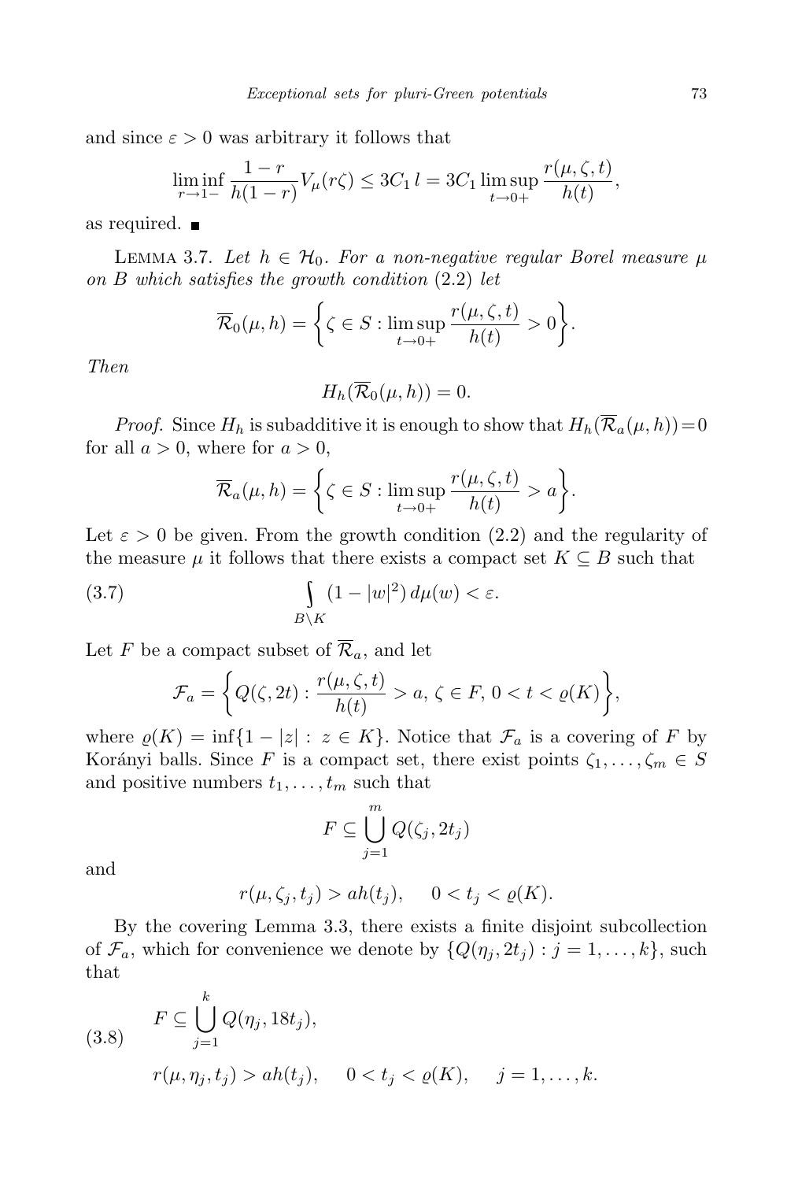and since $\varepsilon > 0$ was arbitrary it follows that

$$\liminf_{r\to 1-} \frac{1-r}{h(1-r)} V_\mu(r\zeta) \le 3C_1\, l = 3C_1 \limsup_{t\to 0+} \frac{r(\mu,\zeta,t)}{h(t)},$$

as required. ■

LEMMA 3.7. *Let $h \in \mathcal{H}_0$. For a non-negative regular Borel measure $\mu$ on $B$ which satisfies the growth condition* (2.2) *let*

$$\overline{\mathcal{R}}_0(\mu,h) = \left\{\zeta \in S : \limsup_{t\to 0+} \frac{r(\mu,\zeta,t)}{h(t)} > 0\right\}.$$

*Then*

$$H_h(\overline{\mathcal{R}}_0(\mu,h)) = 0.$$

*Proof.* Since $H_h$ is subadditive it is enough to show that $H_h(\overline{\mathcal{R}}_a(\mu,h)) = 0$ for all $a > 0$, where for $a > 0$,

$$\overline{\mathcal{R}}_a(\mu,h) = \left\{\zeta \in S : \limsup_{t\to 0+} \frac{r(\mu,\zeta,t)}{h(t)} > a\right\}.$$

Let $\varepsilon > 0$ be given. From the growth condition (2.2) and the regularity of the measure $\mu$ it follows that there exists a compact set $K \subseteq B$ such that

$$\int_{B\setminus K} (1-|w|^2)\, d\mu(w) < \varepsilon. \tag{3.7}$$

Let $F$ be a compact subset of $\overline{\mathcal{R}}_a$, and let

$$\mathcal{F}_a = \left\{Q(\zeta, 2t) : \frac{r(\mu,\zeta,t)}{h(t)} > a,\ \zeta \in F,\ 0 < t < \varrho(K)\right\},$$

where $\varrho(K) = \inf\{1-|z| : z \in K\}$. Notice that $\mathcal{F}_a$ is a covering of $F$ by Korányi balls. Since $F$ is a compact set, there exist points $\zeta_1,\ldots,\zeta_m \in S$ and positive numbers $t_1,\ldots,t_m$ such that

$$F \subseteq \bigcup_{j=1}^m Q(\zeta_j, 2t_j)$$

and

$$r(\mu,\zeta_j,t_j) > ah(t_j), \quad 0 < t_j < \varrho(K).$$

By the covering Lemma 3.3, there exists a finite disjoint subcollection of $\mathcal{F}_a$, which for convenience we denote by $\{Q(\eta_j, 2t_j) : j = 1,\ldots,k\}$, such that

$$\begin{aligned} &F \subseteq \bigcup_{j=1}^k Q(\eta_j, 18t_j), \\ &r(\mu,\eta_j,t_j) > ah(t_j), \quad 0 < t_j < \varrho(K), \quad j = 1,\ldots,k. \end{aligned} \tag{3.8}$$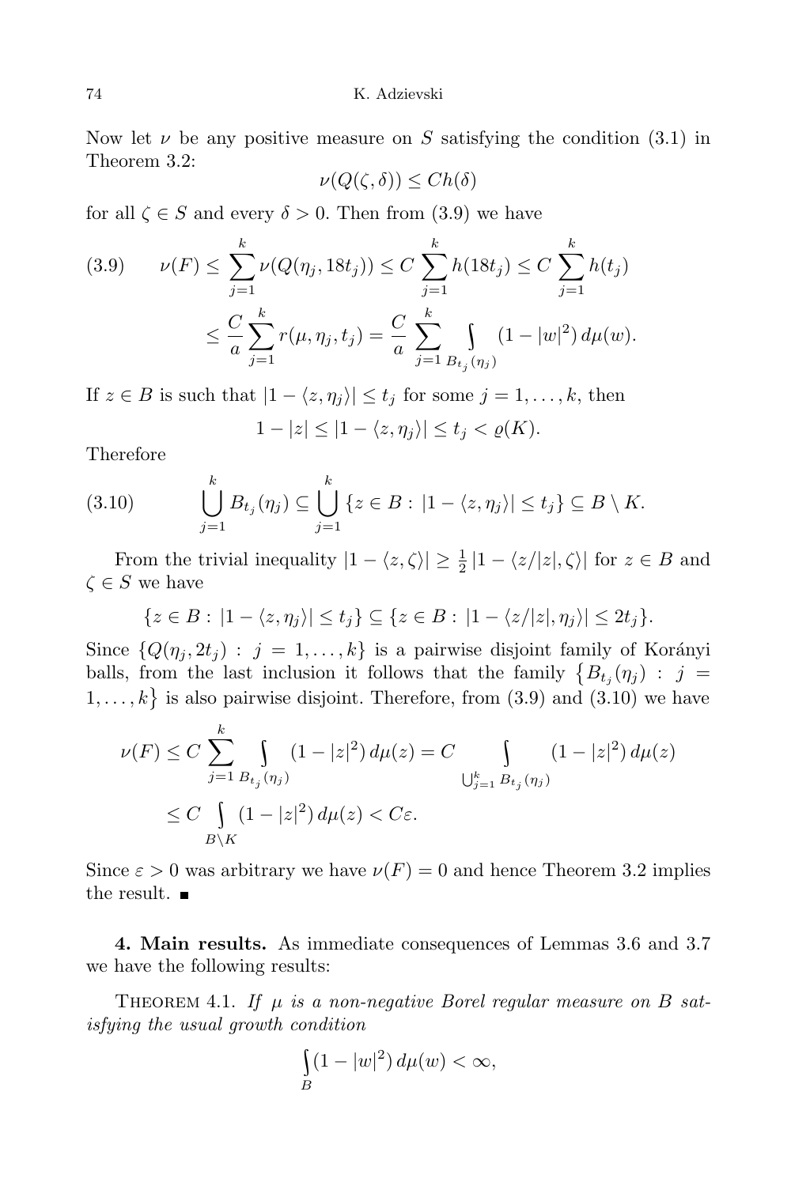Now let $\nu$ be any positive measure on $S$ satisfying the condition (3.1) in Theorem 3.2:

$$\nu(Q(\zeta,\delta)) \le Ch(\delta)$$

for all $\zeta \in S$ and every $\delta > 0$. Then from (3.9) we have

$$\begin{aligned}
\text{(3.9)} \qquad \nu(F) &\le \sum_{j=1}^{k} \nu(Q(\eta_j, 18t_j)) \le C\sum_{j=1}^{k} h(18t_j) \le C\sum_{j=1}^{k} h(t_j) \\
&\le \frac{C}{a}\sum_{j=1}^{k} r(\mu,\eta_j,t_j) = \frac{C}{a}\sum_{j=1}^{k} \int\limits_{B_{t_j}(\eta_j)} (1-|w|^2)\,d\mu(w).
\end{aligned}$$

If $z \in B$ is such that $|1-\langle z,\eta_j\rangle| \le t_j$ for some $j = 1,\dots,k$, then

$$1-|z| \le |1-\langle z,\eta_j\rangle| \le t_j < \varrho(K).$$

Therefore

$$\text{(3.10)} \qquad \bigcup_{j=1}^{k} B_{t_j}(\eta_j) \subseteq \bigcup_{j=1}^{k} \{z \in B : |1-\langle z,\eta_j\rangle| \le t_j\} \subseteq B\setminus K.$$

From the trivial inequality $|1-\langle z,\zeta\rangle| \ge \frac{1}{2}|1-\langle z/|z|,\zeta\rangle|$ for $z \in B$ and $\zeta \in S$ we have

$$\{z \in B : |1-\langle z,\eta_j\rangle| \le t_j\} \subseteq \{z \in B : |1-\langle z/|z|,\eta_j\rangle| \le 2t_j\}.$$

Since $\{Q(\eta_j, 2t_j) : j = 1,\dots,k\}$ is a pairwise disjoint family of Korányi balls, from the last inclusion it follows that the family $\{B_{t_j}(\eta_j) : j = 1,\dots,k\}$ is also pairwise disjoint. Therefore, from (3.9) and (3.10) we have

$$\begin{aligned}
\nu(F) &\le C\sum_{j=1}^{k} \int\limits_{B_{t_j}(\eta_j)} (1-|z|^2)\,d\mu(z) = C \int\limits_{\bigcup_{j=1}^{k} B_{t_j}(\eta_j)} (1-|z|^2)\,d\mu(z) \\
&\le C \int\limits_{B\setminus K} (1-|z|^2)\,d\mu(z) < C\varepsilon.
\end{aligned}$$

Since $\varepsilon > 0$ was arbitrary we have $\nu(F) = 0$ and hence Theorem 3.2 implies the result. ∎

**4. Main results.** As immediate consequences of Lemmas 3.6 and 3.7 we have the following results:

THEOREM 4.1. *If $\mu$ is a non-negative Borel regular measure on $B$ satisfying the usual growth condition*

$$\int\limits_{B} (1-|w|^2)\,d\mu(w) < \infty,$$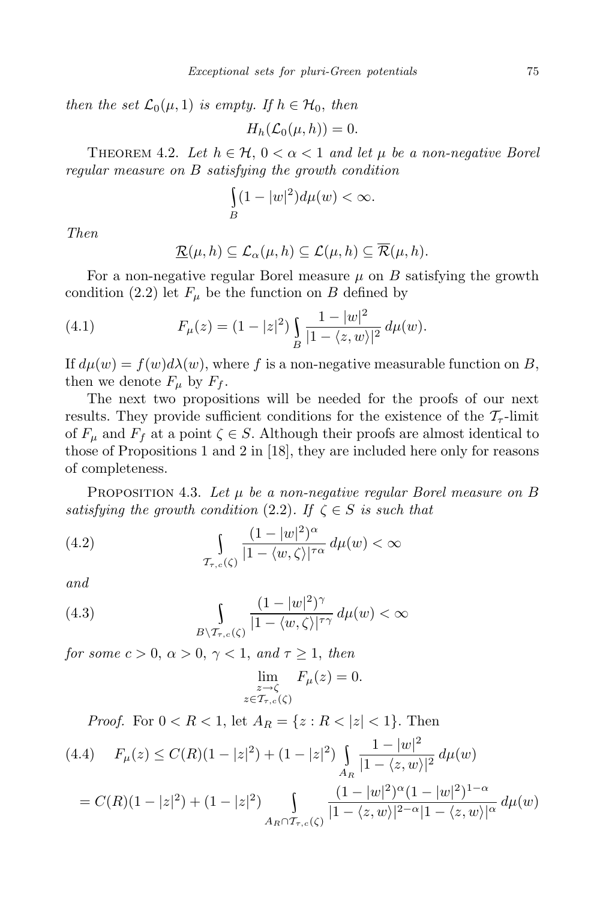*then the set* $\mathcal{L}_0(\mu, 1)$ *is empty. If* $h \in \mathcal{H}_0$, *then*

$$H_h(\mathcal{L}_0(\mu, h)) = 0.$$

THEOREM 4.2. *Let* $h \in \mathcal{H}$, $0 < \alpha < 1$ *and let* $\mu$ *be a non-negative Borel regular measure on* $B$ *satisfying the growth condition*

$$\int_B (1 - |w|^2) d\mu(w) < \infty.$$

*Then*

$$\underline{\mathcal{R}}(\mu, h) \subseteq \mathcal{L}_\alpha(\mu, h) \subseteq \mathcal{L}(\mu, h) \subseteq \overline{\mathcal{R}}(\mu, h).$$

For a non-negative regular Borel measure $\mu$ on $B$ satisfying the growth condition (2.2) let $F_\mu$ be the function on $B$ defined by

$$F_\mu(z) = (1 - |z|^2) \int_B \frac{1 - |w|^2}{|1 - \langle z, w \rangle|^2} \, d\mu(w). \tag{4.1}$$

If $d\mu(w) = f(w) d\lambda(w)$, where $f$ is a non-negative measurable function on $B$, then we denote $F_\mu$ by $F_f$.

The next two propositions will be needed for the proofs of our next results. They provide sufficient conditions for the existence of the $\mathcal{T}_\tau$-limit of $F_\mu$ and $F_f$ at a point $\zeta \in S$. Although their proofs are almost identical to those of Propositions 1 and 2 in [18], they are included here only for reasons of completeness.

PROPOSITION 4.3. *Let* $\mu$ *be a non-negative regular Borel measure on* $B$ *satisfying the growth condition* (2.2). *If* $\zeta \in S$ *is such that*

$$\int_{\mathcal{T}_{\tau,c}(\zeta)} \frac{(1 - |w|^2)^\alpha}{|1 - \langle w, \zeta \rangle|^{\tau\alpha}} \, d\mu(w) < \infty \tag{4.2}$$

*and*

$$\int_{B \setminus \mathcal{T}_{\tau,c}(\zeta)} \frac{(1 - |w|^2)^\gamma}{|1 - \langle w, \zeta \rangle|^{\tau\gamma}} \, d\mu(w) < \infty \tag{4.3}$$

*for some* $c > 0$, $\alpha > 0$, $\gamma < 1$, *and* $\tau \geq 1$, *then*

$$\lim_{\substack{z \to \zeta \\ z \in \mathcal{T}_{\tau,c}(\zeta)}} F_\mu(z) = 0.$$

*Proof.* For $0 < R < 1$, let $A_R = \{z : R < |z| < 1\}$. Then

$$\begin{aligned} F_\mu(z) &\leq C(R)(1 - |z|^2) + (1 - |z|^2) \int_{A_R} \frac{1 - |w|^2}{|1 - \langle z, w \rangle|^2} \, d\mu(w) \qquad (4.4) \\ &= C(R)(1 - |z|^2) + (1 - |z|^2) \int_{A_R \cap \mathcal{T}_{\tau,c}(\zeta)} \frac{(1 - |w|^2)^\alpha (1 - |w|^2)^{1-\alpha}}{|1 - \langle z, w \rangle|^{2-\alpha} |1 - \langle z, w \rangle|^\alpha} \, d\mu(w) \end{aligned}$$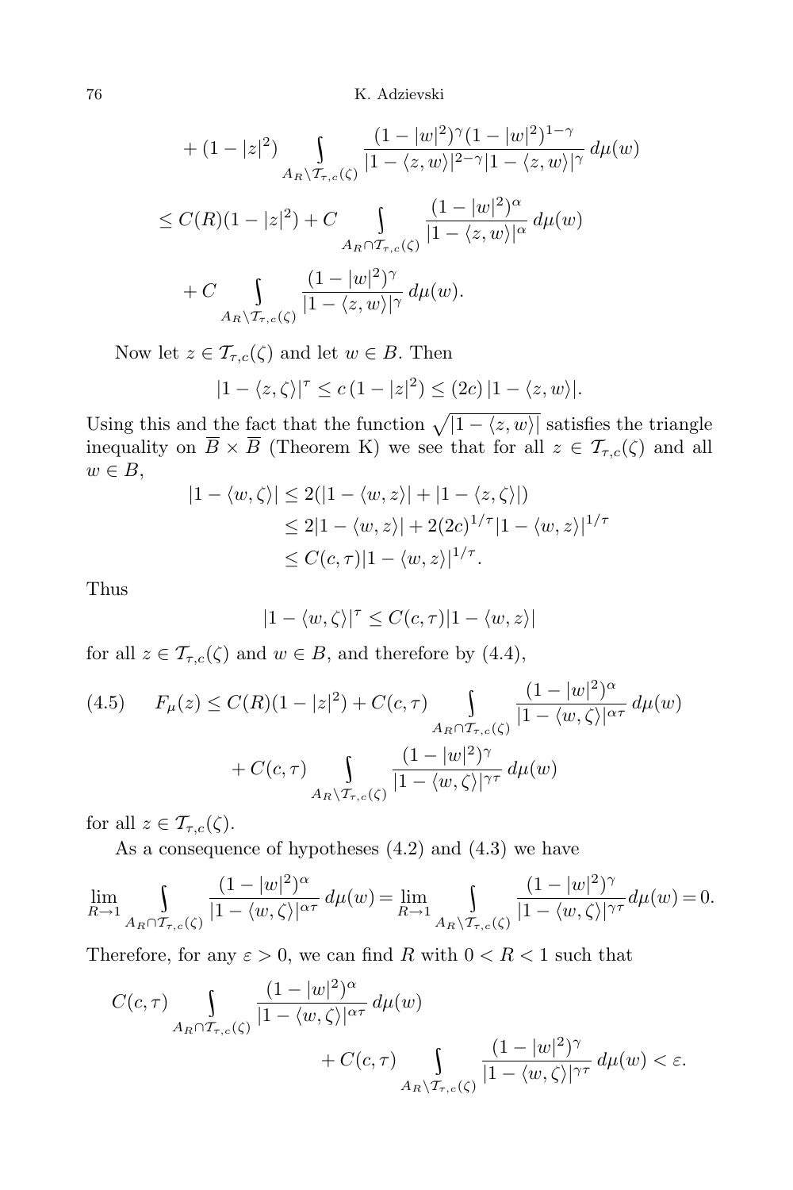$$
\begin{aligned}
&+ (1-|z|^2) \int\limits_{A_R \setminus \mathcal{T}_{\tau,c}(\zeta)} \frac{(1-|w|^2)^{\gamma}(1-|w|^2)^{1-\gamma}}{|1-\langle z,w\rangle|^{2-\gamma}|1-\langle z,w\rangle|^{\gamma}}\, d\mu(w) \\
&\le C(R)(1-|z|^2) + C \int\limits_{A_R \cap \mathcal{T}_{\tau,c}(\zeta)} \frac{(1-|w|^2)^{\alpha}}{|1-\langle z,w\rangle|^{\alpha}}\, d\mu(w) \\
&\quad + C \int\limits_{A_R \setminus \mathcal{T}_{\tau,c}(\zeta)} \frac{(1-|w|^2)^{\gamma}}{|1-\langle z,w\rangle|^{\gamma}}\, d\mu(w).
\end{aligned}
$$

Now let $z \in \mathcal{T}_{\tau,c}(\zeta)$ and let $w \in B$. Then

$$
|1-\langle z,\zeta\rangle|^{\tau} \le c\,(1-|z|^2) \le (2c)\,|1-\langle z,w\rangle|.
$$

Using this and the fact that the function $\sqrt{|1-\langle z,w\rangle|}$ satisfies the triangle inequality on $\overline{B} \times \overline{B}$ (Theorem K) we see that for all $z \in \mathcal{T}_{\tau,c}(\zeta)$ and all $w \in B$,

$$
\begin{aligned}
|1-\langle w,\zeta\rangle| &\le 2(|1-\langle w,z\rangle| + |1-\langle z,\zeta\rangle|) \\
&\le 2|1-\langle w,z\rangle| + 2(2c)^{1/\tau}|1-\langle w,z\rangle|^{1/\tau} \\
&\le C(c,\tau)|1-\langle w,z\rangle|^{1/\tau}.
\end{aligned}
$$

Thus

$$
|1-\langle w,\zeta\rangle|^{\tau} \le C(c,\tau)|1-\langle w,z\rangle|
$$

for all $z \in \mathcal{T}_{\tau,c}(\zeta)$ and $w \in B$, and therefore by (4.4),

$$
\begin{aligned}
F_\mu(z) &\le C(R)(1-|z|^2) + C(c,\tau) \int\limits_{A_R \cap \mathcal{T}_{\tau,c}(\zeta)} \frac{(1-|w|^2)^{\alpha}}{|1-\langle w,\zeta\rangle|^{\alpha\tau}}\, d\mu(w) \\
&\quad + C(c,\tau) \int\limits_{A_R \setminus \mathcal{T}_{\tau,c}(\zeta)} \frac{(1-|w|^2)^{\gamma}}{|1-\langle w,\zeta\rangle|^{\gamma\tau}}\, d\mu(w)
\end{aligned}
\tag{4.5}
$$

for all $z \in \mathcal{T}_{\tau,c}(\zeta)$.

As a consequence of hypotheses (4.2) and (4.3) we have

$$
\lim_{R\to 1} \int\limits_{A_R \cap \mathcal{T}_{\tau,c}(\zeta)} \frac{(1-|w|^2)^{\alpha}}{|1-\langle w,\zeta\rangle|^{\alpha\tau}}\, d\mu(w) = \lim_{R\to 1} \int\limits_{A_R \setminus \mathcal{T}_{\tau,c}(\zeta)} \frac{(1-|w|^2)^{\gamma}}{|1-\langle w,\zeta\rangle|^{\gamma\tau}} d\mu(w) = 0.
$$

Therefore, for any $\varepsilon > 0$, we can find $R$ with $0 < R < 1$ such that

$$
\begin{aligned}
C(c,\tau) &\int\limits_{A_R \cap \mathcal{T}_{\tau,c}(\zeta)} \frac{(1-|w|^2)^{\alpha}}{|1-\langle w,\zeta\rangle|^{\alpha\tau}}\, d\mu(w) \\
&\qquad + C(c,\tau) \int\limits_{A_R \setminus \mathcal{T}_{\tau,c}(\zeta)} \frac{(1-|w|^2)^{\gamma}}{|1-\langle w,\zeta\rangle|^{\gamma\tau}}\, d\mu(w) < \varepsilon.
\end{aligned}
$$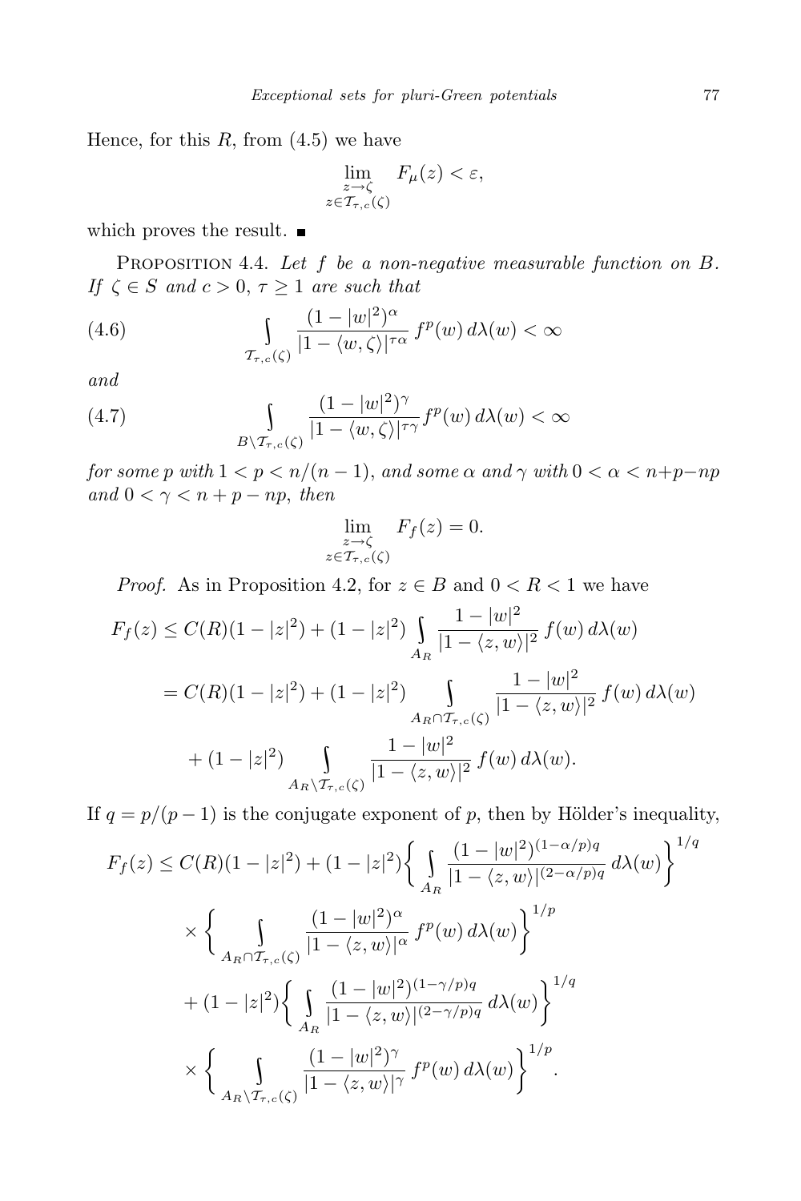Hence, for this $R$, from (4.5) we have

$$\lim_{\substack{z\to\zeta \\ z\in\mathcal{T}_{\tau,c}(\zeta)}} F_\mu(z) < \varepsilon,$$

which proves the result. ■

PROPOSITION 4.4. *Let $f$ be a non-negative measurable function on $B$. If $\zeta \in S$ and $c > 0$, $\tau \geq 1$ are such that*

$$\int\limits_{\mathcal{T}_{\tau,c}(\zeta)} \frac{(1-|w|^2)^\alpha}{|1-\langle w,\zeta\rangle|^{\tau\alpha}}\, f^p(w)\, d\lambda(w) < \infty \tag{4.6}$$

*and*

$$\int\limits_{B\setminus\mathcal{T}_{\tau,c}(\zeta)} \frac{(1-|w|^2)^\gamma}{|1-\langle w,\zeta\rangle|^{\tau\gamma}} f^p(w)\, d\lambda(w) < \infty \tag{4.7}$$

*for some $p$ with $1 < p < n/(n-1)$, and some $\alpha$ and $\gamma$ with $0 < \alpha < n+p-np$ and $0 < \gamma < n+p-np$, then*

$$\lim_{\substack{z\to\zeta \\ z\in\mathcal{T}_{\tau,c}(\zeta)}} F_f(z) = 0.$$

*Proof.* As in Proposition 4.2, for $z \in B$ and $0 < R < 1$ we have

$$\begin{aligned}
F_f(z) &\leq C(R)(1-|z|^2) + (1-|z|^2) \int\limits_{A_R} \frac{1-|w|^2}{|1-\langle z,w\rangle|^2}\, f(w)\, d\lambda(w) \\
&= C(R)(1-|z|^2) + (1-|z|^2) \int\limits_{A_R\cap\mathcal{T}_{\tau,c}(\zeta)} \frac{1-|w|^2}{|1-\langle z,w\rangle|^2}\, f(w)\, d\lambda(w) \\
&\quad + (1-|z|^2) \int\limits_{A_R\setminus\mathcal{T}_{\tau,c}(\zeta)} \frac{1-|w|^2}{|1-\langle z,w\rangle|^2}\, f(w)\, d\lambda(w).
\end{aligned}$$

If $q = p/(p-1)$ is the conjugate exponent of $p$, then by Hölder's inequality,

$$\begin{aligned}
F_f(z) &\leq C(R)(1-|z|^2) + (1-|z|^2)\bigg\{ \int\limits_{A_R} \frac{(1-|w|^2)^{(1-\alpha/p)q}}{|1-\langle z,w\rangle|^{(2-\alpha/p)q}}\, d\lambda(w) \bigg\}^{1/q} \\
&\quad\times \bigg\{ \int\limits_{A_R\cap\mathcal{T}_{\tau,c}(\zeta)} \frac{(1-|w|^2)^\alpha}{|1-\langle z,w\rangle|^\alpha}\, f^p(w)\, d\lambda(w) \bigg\}^{1/p} \\
&\quad + (1-|z|^2)\bigg\{ \int\limits_{A_R} \frac{(1-|w|^2)^{(1-\gamma/p)q}}{|1-\langle z,w\rangle|^{(2-\gamma/p)q}}\, d\lambda(w) \bigg\}^{1/q} \\
&\quad\times \bigg\{ \int\limits_{A_R\setminus\mathcal{T}_{\tau,c}(\zeta)} \frac{(1-|w|^2)^\gamma}{|1-\langle z,w\rangle|^\gamma}\, f^p(w)\, d\lambda(w) \bigg\}^{1/p}.
\end{aligned}$$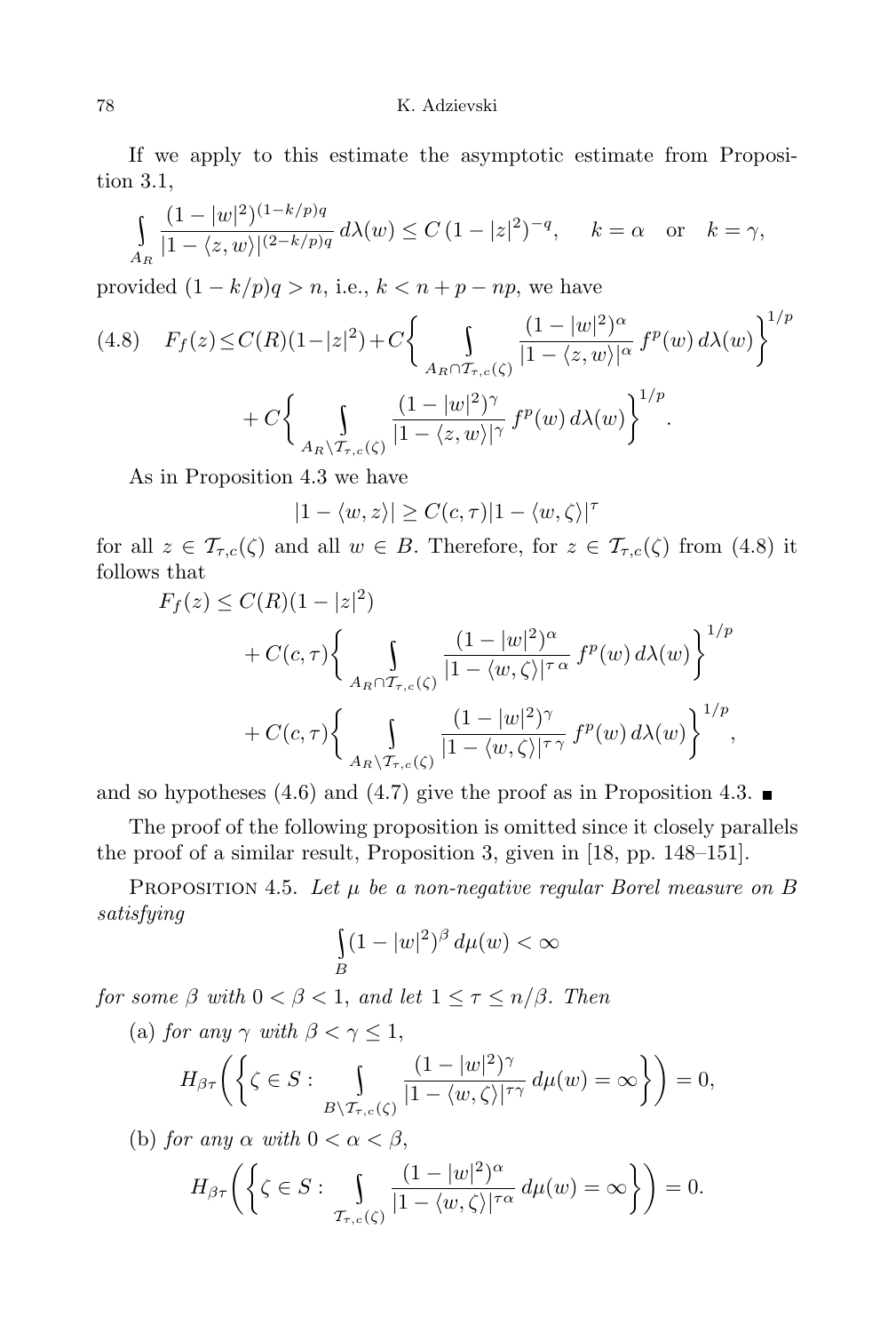If we apply to this estimate the asymptotic estimate from Proposition 3.1,

$$\int_{A_R} \frac{(1-|w|^2)^{(1-k/p)q}}{|1-\langle z,w\rangle|^{(2-k/p)q}}\,d\lambda(w) \le C\,(1-|z|^2)^{-q}, \qquad k=\alpha \quad \text{or} \quad k=\gamma,$$

provided $(1-k/p)q > n$, i.e., $k < n+p-np$, we have

$$F_f(z) \le C(R)(1-|z|^2) + C\bigg\{\int_{A_R\cap \mathcal{T}_{\tau,c}(\zeta)} \frac{(1-|w|^2)^{\alpha}}{|1-\langle z,w\rangle|^{\alpha}}\,f^p(w)\,d\lambda(w)\bigg\}^{1/p} + C\bigg\{\int_{A_R\setminus \mathcal{T}_{\tau,c}(\zeta)} \frac{(1-|w|^2)^{\gamma}}{|1-\langle z,w\rangle|^{\gamma}}\,f^p(w)\,d\lambda(w)\bigg\}^{1/p}. \tag{4.8}$$

As in Proposition 4.3 we have

$$|1-\langle w,z\rangle| \ge C(c,\tau)|1-\langle w,\zeta\rangle|^{\tau}$$

for all $z\in \mathcal{T}_{\tau,c}(\zeta)$ and all $w\in B$. Therefore, for $z\in \mathcal{T}_{\tau,c}(\zeta)$ from (4.8) it follows that

$$\begin{aligned}
F_f(z) &\le C(R)(1-|z|^2)\\
&\quad + C(c,\tau)\bigg\{\int_{A_R\cap \mathcal{T}_{\tau,c}(\zeta)} \frac{(1-|w|^2)^{\alpha}}{|1-\langle w,\zeta\rangle|^{\tau\,\alpha}}\,f^p(w)\,d\lambda(w)\bigg\}^{1/p}\\
&\quad + C(c,\tau)\bigg\{\int_{A_R\setminus \mathcal{T}_{\tau,c}(\zeta)} \frac{(1-|w|^2)^{\gamma}}{|1-\langle w,\zeta\rangle|^{\tau\,\gamma}}\,f^p(w)\,d\lambda(w)\bigg\}^{1/p},
\end{aligned}$$

and so hypotheses (4.6) and (4.7) give the proof as in Proposition 4.3. ∎

The proof of the following proposition is omitted since it closely parallels the proof of a similar result, Proposition 3, given in [18, pp. 148–151].

PROPOSITION 4.5. *Let $\mu$ be a non-negative regular Borel measure on $B$ satisfying*

$$\int_B (1-|w|^2)^{\beta}\,d\mu(w) < \infty$$

*for some $\beta$ with $0<\beta<1$, and let $1\le\tau\le n/\beta$. Then*

(a) *for any $\gamma$ with $\beta<\gamma\le 1$,*

$$H_{\beta\tau}\bigg(\bigg\{\zeta\in S : \int_{B\setminus \mathcal{T}_{\tau,c}(\zeta)} \frac{(1-|w|^2)^{\gamma}}{|1-\langle w,\zeta\rangle|^{\tau\gamma}}\,d\mu(w) = \infty\bigg\}\bigg) = 0,$$

(b) *for any $\alpha$ with $0<\alpha<\beta$,*

$$H_{\beta\tau}\bigg(\bigg\{\zeta\in S : \int_{\mathcal{T}_{\tau,c}(\zeta)} \frac{(1-|w|^2)^{\alpha}}{|1-\langle w,\zeta\rangle|^{\tau\alpha}}\,d\mu(w) = \infty\bigg\}\bigg) = 0.$$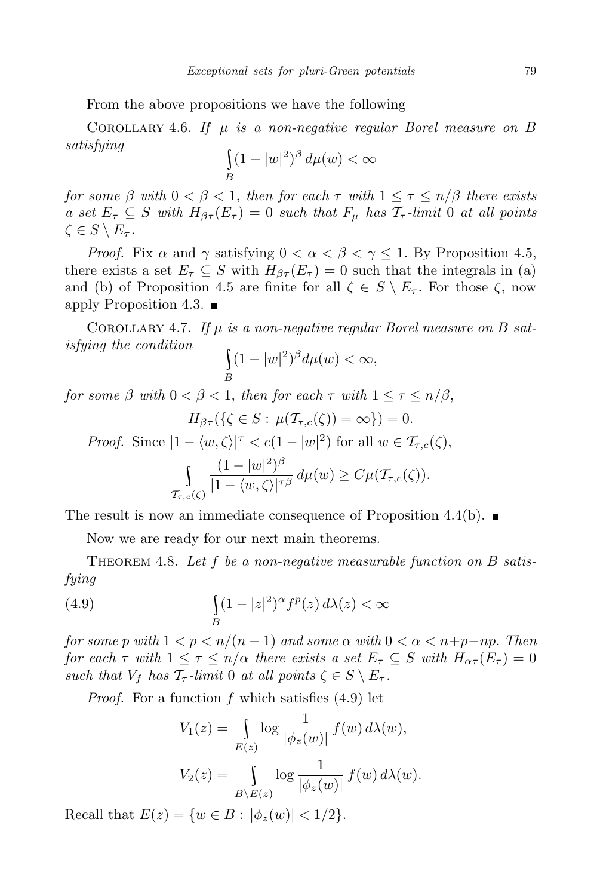From the above propositions we have the following

Corollary 4.6. *If $\mu$ is a non-negative regular Borel measure on $B$ satisfying*

$$\int_B (1-|w|^2)^\beta \, d\mu(w) < \infty$$

*for some $\beta$ with $0 < \beta < 1$, then for each $\tau$ with $1 \le \tau \le n/\beta$ there exists a set $E_\tau \subseteq S$ with $H_{\beta\tau}(E_\tau) = 0$ such that $F_\mu$ has $\mathcal{T}_\tau$-limit $0$ at all points $\zeta \in S \setminus E_\tau$.*

*Proof.* Fix $\alpha$ and $\gamma$ satisfying $0 < \alpha < \beta < \gamma \le 1$. By Proposition 4.5, there exists a set $E_\tau \subseteq S$ with $H_{\beta\tau}(E_\tau) = 0$ such that the integrals in (a) and (b) of Proposition 4.5 are finite for all $\zeta \in S \setminus E_\tau$. For those $\zeta$, now apply Proposition 4.3. ■

Corollary 4.7. *If $\mu$ is a non-negative regular Borel measure on $B$ satisfying the condition*

$$\int_B (1-|w|^2)^\beta d\mu(w) < \infty,$$

*for some $\beta$ with $0 < \beta < 1$, then for each $\tau$ with $1 \le \tau \le n/\beta$,*

$$H_{\beta\tau}(\{\zeta \in S : \mu(\mathcal{T}_{\tau,c}(\zeta)) = \infty\}) = 0.$$

*Proof.* Since $|1-\langle w,\zeta\rangle|^\tau < c(1-|w|^2)$ for all $w \in \mathcal{T}_{\tau,c}(\zeta)$,

$$\int_{\mathcal{T}_{\tau,c}(\zeta)} \frac{(1-|w|^2)^\beta}{|1-\langle w,\zeta\rangle|^{\tau\beta}} \, d\mu(w) \ge C\mu(\mathcal{T}_{\tau,c}(\zeta)).$$

The result is now an immediate consequence of Proposition 4.4(b). ■

Now we are ready for our next main theorems.

Theorem 4.8. *Let $f$ be a non-negative measurable function on $B$ satisfying*

$$\int_B (1-|z|^2)^\alpha f^p(z) \, d\lambda(z) < \infty \tag{4.9}$$

*for some $p$ with $1 < p < n/(n-1)$ and some $\alpha$ with $0 < \alpha < n+p-np$. Then for each $\tau$ with $1 \le \tau \le n/\alpha$ there exists a set $E_\tau \subseteq S$ with $H_{\alpha\tau}(E_\tau) = 0$ such that $V_f$ has $\mathcal{T}_\tau$-limit $0$ at all points $\zeta \in S \setminus E_\tau$.*

*Proof.* For a function $f$ which satisfies (4.9) let

$$V_1(z) = \int_{E(z)} \log \frac{1}{|\phi_z(w)|} \, f(w) \, d\lambda(w),$$

$$V_2(z) = \int_{B \setminus E(z)} \log \frac{1}{|\phi_z(w)|} \, f(w) \, d\lambda(w).$$

Recall that $E(z) = \{w \in B : |\phi_z(w)| < 1/2\}$.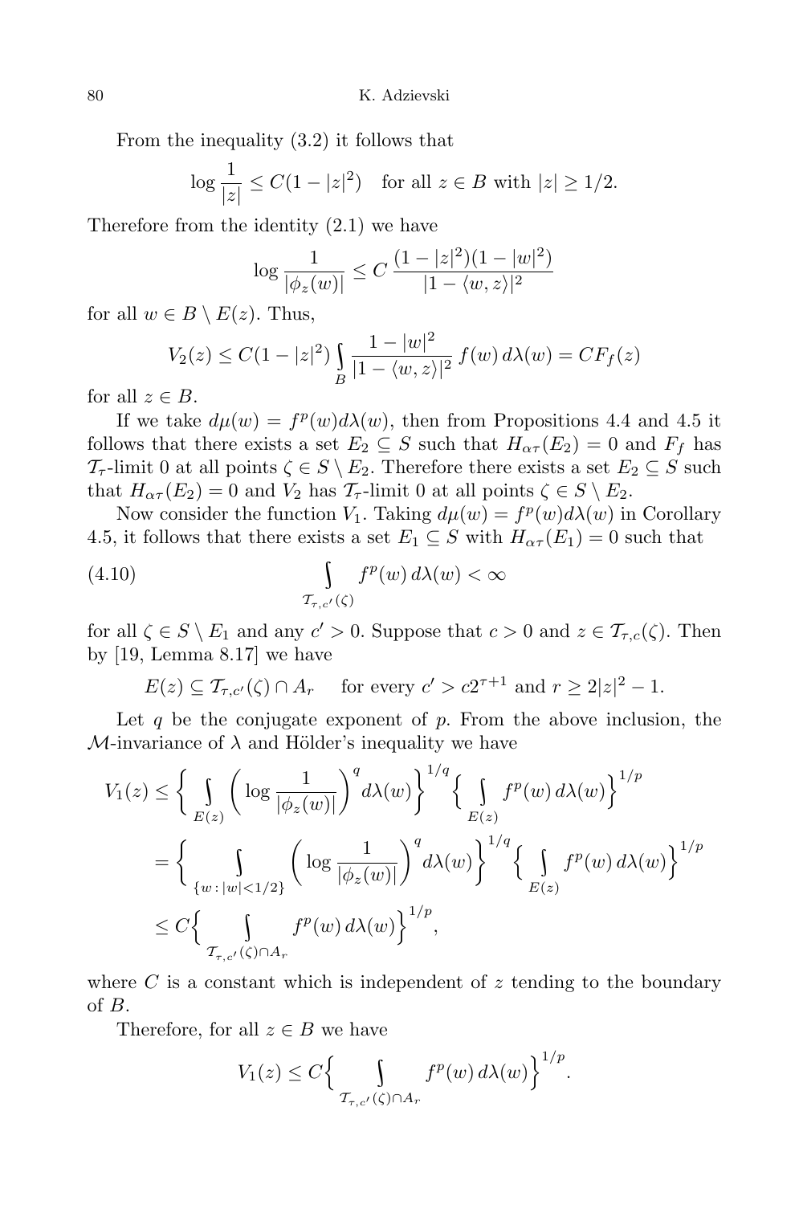From the inequality (3.2) it follows that

$$\log\frac{1}{|z|} \le C(1-|z|^2) \quad \text{for all } z \in B \text{ with } |z| \ge 1/2.$$

Therefore from the identity (2.1) we have

$$\log\frac{1}{|\phi_z(w)|} \le C\,\frac{(1-|z|^2)(1-|w|^2)}{|1-\langle w,z\rangle|^2}$$

for all $w \in B \setminus E(z)$. Thus,

$$V_2(z) \le C(1-|z|^2)\int_B \frac{1-|w|^2}{|1-\langle w,z\rangle|^2}\, f(w)\,d\lambda(w) = CF_f(z)$$

for all $z \in B$.

If we take $d\mu(w) = f^p(w)d\lambda(w)$, then from Propositions 4.4 and 4.5 it follows that there exists a set $E_2 \subseteq S$ such that $H_{\alpha\tau}(E_2) = 0$ and $F_f$ has $\mathcal{T}_\tau$-limit 0 at all points $\zeta \in S \setminus E_2$. Therefore there exists a set $E_2 \subseteq S$ such that $H_{\alpha\tau}(E_2) = 0$ and $V_2$ has $\mathcal{T}_\tau$-limit 0 at all points $\zeta \in S \setminus E_2$.

Now consider the function $V_1$. Taking $d\mu(w) = f^p(w)d\lambda(w)$ in Corollary 4.5, it follows that there exists a set $E_1 \subseteq S$ with $H_{\alpha\tau}(E_1) = 0$ such that

$$\int_{\mathcal{T}_{\tau,c'}(\zeta)} f^p(w)\,d\lambda(w) < \infty \tag{4.10}$$

for all $\zeta \in S \setminus E_1$ and any $c' > 0$. Suppose that $c > 0$ and $z \in \mathcal{T}_{\tau,c}(\zeta)$. Then by [19, Lemma 8.17] we have

$$E(z) \subseteq \mathcal{T}_{\tau,c'}(\zeta) \cap A_r \quad \text{ for every } c' > c2^{\tau+1} \text{ and } r \ge 2|z|^2 - 1.$$

Let $q$ be the conjugate exponent of $p$. From the above inclusion, the $\mathcal{M}$-invariance of $\lambda$ and Hölder's inequality we have

$$\begin{aligned}
V_1(z) &\le \bigg\{\int_{E(z)} \bigg(\log\frac{1}{|\phi_z(w)|}\bigg)^q d\lambda(w)\bigg\}^{1/q} \bigg\{\int_{E(z)} f^p(w)\,d\lambda(w)\bigg\}^{1/p} \\
&= \bigg\{\int_{\{w\,:\,|w|<1/2\}} \bigg(\log\frac{1}{|\phi_z(w)|}\bigg)^q d\lambda(w)\bigg\}^{1/q} \bigg\{\int_{E(z)} f^p(w)\,d\lambda(w)\bigg\}^{1/p} \\
&\le C\bigg\{\int_{\mathcal{T}_{\tau,c'}(\zeta)\cap A_r} f^p(w)\,d\lambda(w)\bigg\}^{1/p},
\end{aligned}$$

where $C$ is a constant which is independent of $z$ tending to the boundary of $B$.

Therefore, for all $z \in B$ we have

$$V_1(z) \le C\bigg\{\int_{\mathcal{T}_{\tau,c'}(\zeta)\cap A_r} f^p(w)\,d\lambda(w)\bigg\}^{1/p}.$$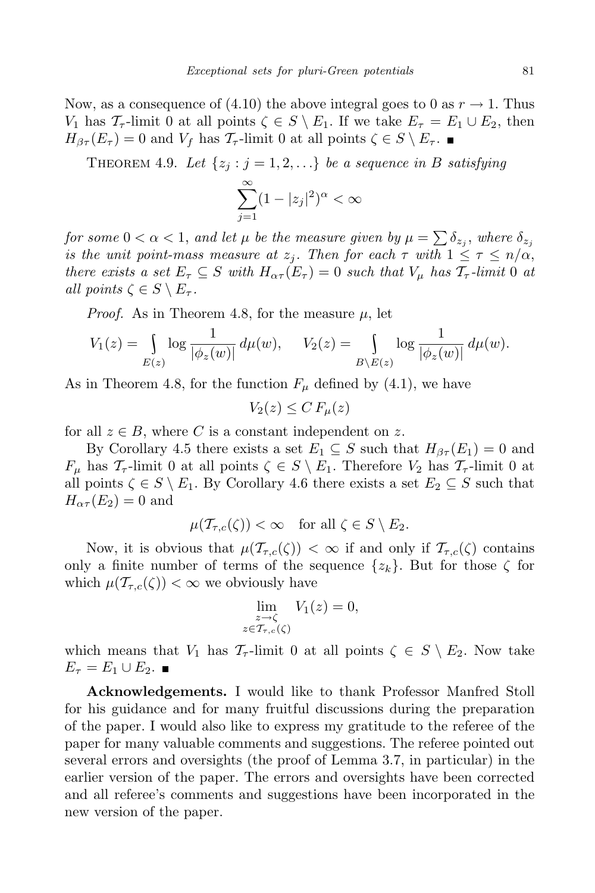Now, as a consequence of (4.10) the above integral goes to 0 as $r \to 1$. Thus $V_1$ has $\mathcal{T}_\tau$-limit 0 at all points $\zeta \in S \setminus E_1$. If we take $E_\tau = E_1 \cup E_2$, then $H_{\beta\tau}(E_\tau) = 0$ and $V_f$ has $\mathcal{T}_\tau$-limit 0 at all points $\zeta \in S \setminus E_\tau$. ∎

THEOREM 4.9. *Let $\{z_j : j = 1, 2, \ldots\}$ be a sequence in $B$ satisfying*

$$\sum_{j=1}^{\infty} (1 - |z_j|^2)^\alpha < \infty$$

*for some $0 < \alpha < 1$, and let $\mu$ be the measure given by $\mu = \sum \delta_{z_j}$, where $\delta_{z_j}$ is the unit point-mass measure at $z_j$. Then for each $\tau$ with $1 \leq \tau \leq n/\alpha$, there exists a set $E_\tau \subseteq S$ with $H_{\alpha\tau}(E_\tau) = 0$ such that $V_\mu$ has $\mathcal{T}_\tau$-limit 0 at all points $\zeta \in S \setminus E_\tau$.*

*Proof.* As in Theorem 4.8, for the measure $\mu$, let

$$V_1(z) = \int_{E(z)} \log \frac{1}{|\phi_z(w)|}\, d\mu(w), \qquad V_2(z) = \int_{B \setminus E(z)} \log \frac{1}{|\phi_z(w)|}\, d\mu(w).$$

As in Theorem 4.8, for the function $F_\mu$ defined by (4.1), we have

$$V_2(z) \leq C\, F_\mu(z)$$

for all $z \in B$, where $C$ is a constant independent on $z$.

By Corollary 4.5 there exists a set $E_1 \subseteq S$ such that $H_{\beta\tau}(E_1) = 0$ and $F_\mu$ has $\mathcal{T}_\tau$-limit 0 at all points $\zeta \in S \setminus E_1$. Therefore $V_2$ has $\mathcal{T}_\tau$-limit 0 at all points $\zeta \in S \setminus E_1$. By Corollary 4.6 there exists a set $E_2 \subseteq S$ such that $H_{\alpha\tau}(E_2) = 0$ and

$$\mu(\mathcal{T}_{\tau,c}(\zeta)) < \infty \quad \text{for all } \zeta \in S \setminus E_2.$$

Now, it is obvious that $\mu(\mathcal{T}_{\tau,c}(\zeta)) < \infty$ if and only if $\mathcal{T}_{\tau,c}(\zeta)$ contains only a finite number of terms of the sequence $\{z_k\}$. But for those $\zeta$ for which $\mu(\mathcal{T}_{\tau,c}(\zeta)) < \infty$ we obviously have

$$\lim_{\substack{z \to \zeta \\ z \in \mathcal{T}_{\tau,c}(\zeta)}} V_1(z) = 0,$$

which means that $V_1$ has $\mathcal{T}_\tau$-limit 0 at all points $\zeta \in S \setminus E_2$. Now take $E_\tau = E_1 \cup E_2$. ∎

**Acknowledgements.** I would like to thank Professor Manfred Stoll for his guidance and for many fruitful discussions during the preparation of the paper. I would also like to express my gratitude to the referee of the paper for many valuable comments and suggestions. The referee pointed out several errors and oversights (the proof of Lemma 3.7, in particular) in the earlier version of the paper. The errors and oversights have been corrected and all referee's comments and suggestions have been incorporated in the new version of the paper.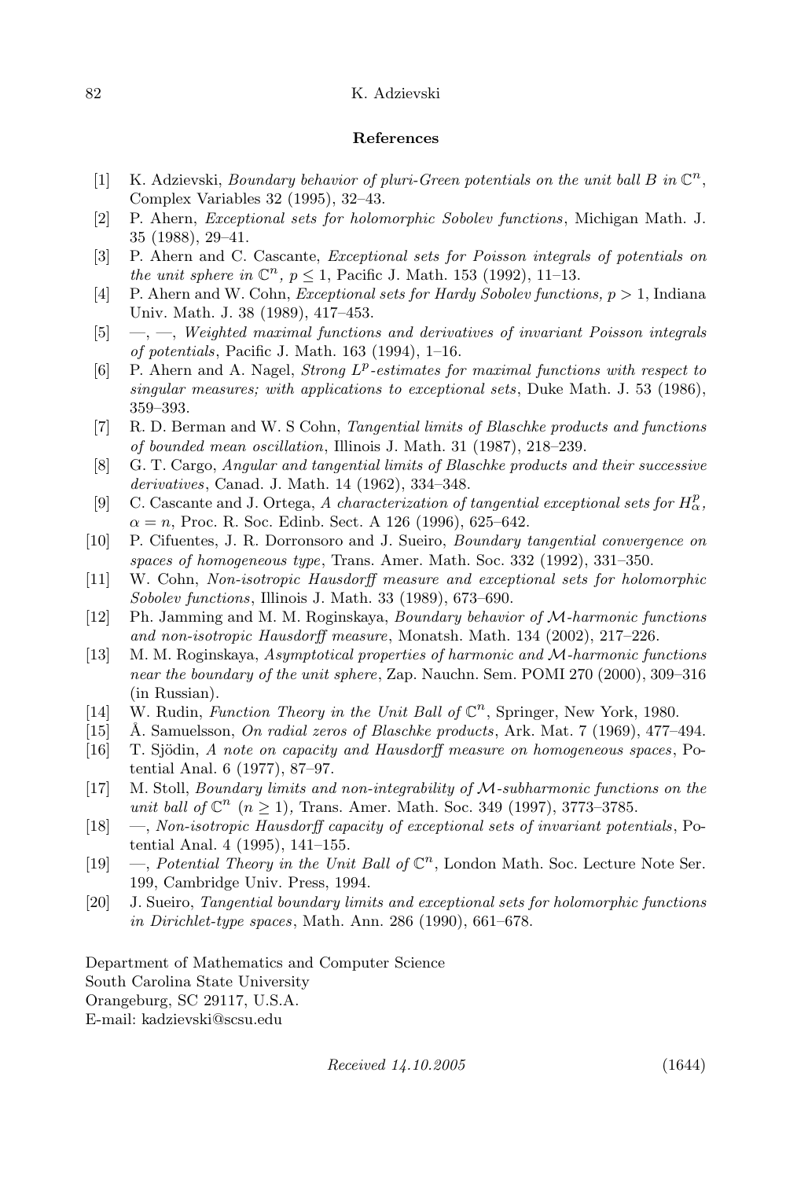## References

[1] K. Adzievski, *Boundary behavior of pluri-Green potentials on the unit ball $B$ in $\mathbb{C}^n$*, Complex Variables 32 (1995), 32–43.

[2] P. Ahern, *Exceptional sets for holomorphic Sobolev functions*, Michigan Math. J. 35 (1988), 29–41.

[3] P. Ahern and C. Cascante, *Exceptional sets for Poisson integrals of potentials on the unit sphere in $\mathbb{C}^n$, $p \leq 1$*, Pacific J. Math. 153 (1992), 11–13.

[4] P. Ahern and W. Cohn, *Exceptional sets for Hardy Sobolev functions, $p > 1$*, Indiana Univ. Math. J. 38 (1989), 417–453.

[5] —, —, *Weighted maximal functions and derivatives of invariant Poisson integrals of potentials*, Pacific J. Math. 163 (1994), 1–16.

[6] P. Ahern and A. Nagel, *Strong $L^p$-estimates for maximal functions with respect to singular measures; with applications to exceptional sets*, Duke Math. J. 53 (1986), 359–393.

[7] R. D. Berman and W. S Cohn, *Tangential limits of Blaschke products and functions of bounded mean oscillation*, Illinois J. Math. 31 (1987), 218–239.

[8] G. T. Cargo, *Angular and tangential limits of Blaschke products and their successive derivatives*, Canad. J. Math. 14 (1962), 334–348.

[9] C. Cascante and J. Ortega, *A characterization of tangential exceptional sets for $H^p_\alpha$, $\alpha = n$*, Proc. R. Soc. Edinb. Sect. A 126 (1996), 625–642.

[10] P. Cifuentes, J. R. Dorronsoro and J. Sueiro, *Boundary tangential convergence on spaces of homogeneous type*, Trans. Amer. Math. Soc. 332 (1992), 331–350.

[11] W. Cohn, *Non-isotropic Hausdorff measure and exceptional sets for holomorphic Sobolev functions*, Illinois J. Math. 33 (1989), 673–690.

[12] Ph. Jamming and M. M. Roginskaya, *Boundary behavior of $\mathcal{M}$-harmonic functions and non-isotropic Hausdorff measure*, Monatsh. Math. 134 (2002), 217–226.

[13] M. M. Roginskaya, *Asymptotical properties of harmonic and $\mathcal{M}$-harmonic functions near the boundary of the unit sphere*, Zap. Nauchn. Sem. POMI 270 (2000), 309–316 (in Russian).

[14] W. Rudin, *Function Theory in the Unit Ball of $\mathbb{C}^n$*, Springer, New York, 1980.

[15] Å. Samuelsson, *On radial zeros of Blaschke products*, Ark. Mat. 7 (1969), 477–494.

[16] T. Sjödin, *A note on capacity and Hausdorff measure on homogeneous spaces*, Potential Anal. 6 (1977), 87–97.

[17] M. Stoll, *Boundary limits and non-integrability of $\mathcal{M}$-subharmonic functions on the unit ball of $\mathbb{C}^n$ $(n \geq 1)$*, Trans. Amer. Math. Soc. 349 (1997), 3773–3785.

[18] —, *Non-isotropic Hausdorff capacity of exceptional sets of invariant potentials*, Potential Anal. 4 (1995), 141–155.

[19] —, *Potential Theory in the Unit Ball of $\mathbb{C}^n$*, London Math. Soc. Lecture Note Ser. 199, Cambridge Univ. Press, 1994.

[20] J. Sueiro, *Tangential boundary limits and exceptional sets for holomorphic functions in Dirichlet-type spaces*, Math. Ann. 286 (1990), 661–678.

Department of Mathematics and Computer Science
South Carolina State University
Orangeburg, SC 29117, U.S.A.
E-mail: kadzievski@scsu.edu

*Received 14.10.2005* (1644)